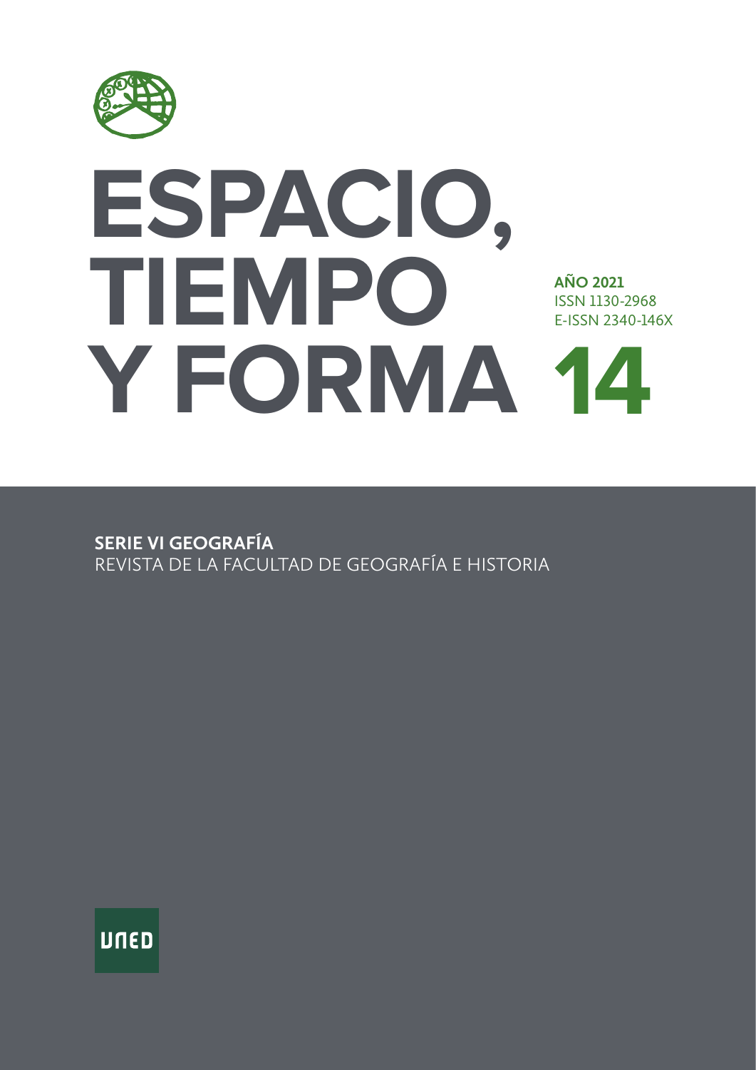# ESPACIO, TIEMPO Y FORMA

**AÑO 2021**
ISSN 1130-2968
E-ISSN 2340-146X

**14**

**SERIE VI GEOGRAFÍA**
REVISTA DE LA FACULTAD DE GEOGRAFÍA E HISTORIA

UNED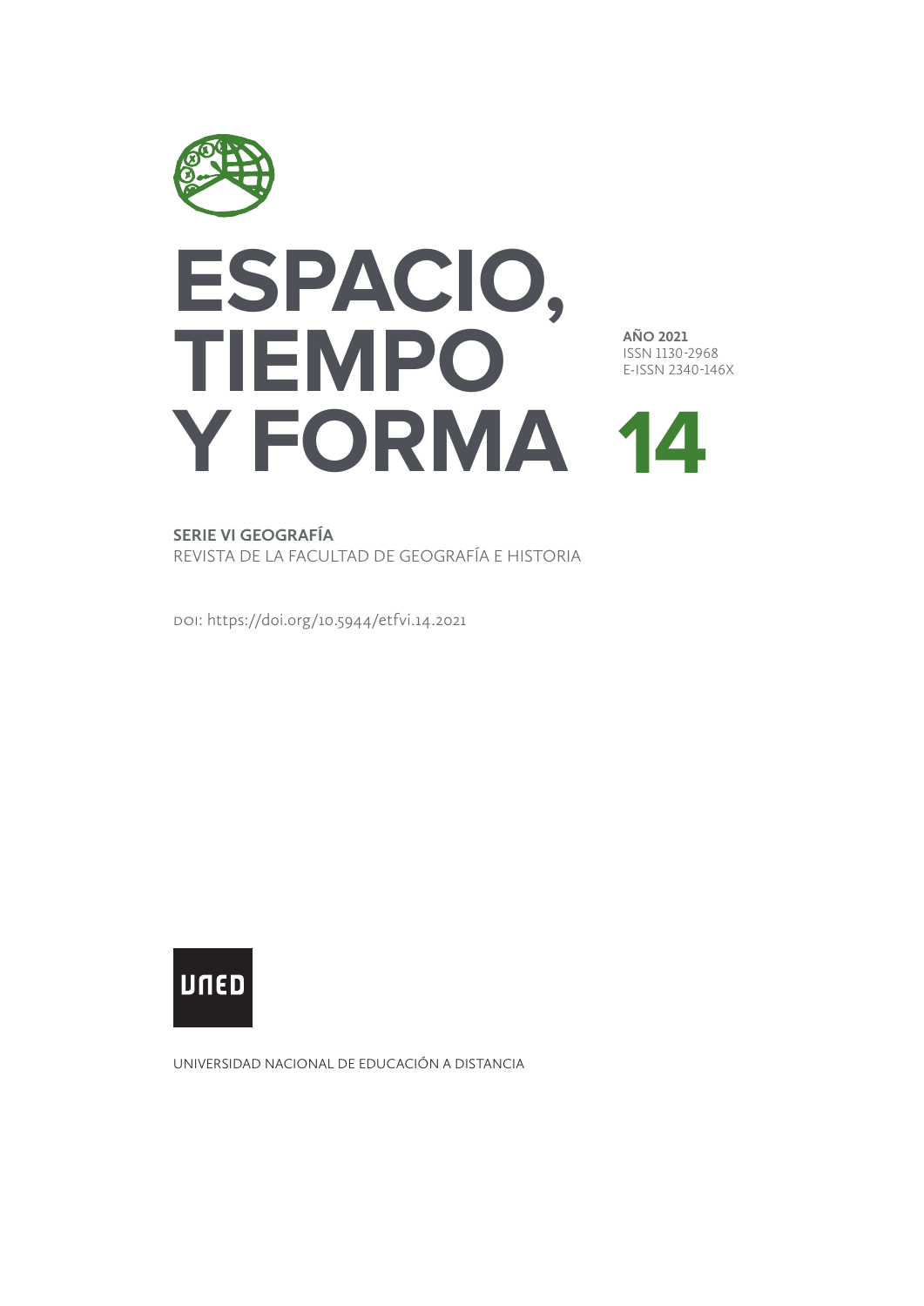# ESPACIO, TIEMPO Y FORMA

**AÑO 2021**
ISSN 1130-2968
E-ISSN 2340-146X

**14**

**SERIE VI GEOGRAFÍA**
REVISTA DE LA FACULTAD DE GEOGRAFÍA E HISTORIA

DOI: https://doi.org/10.5944/etfvi.14.2021

UNED

UNIVERSIDAD NACIONAL DE EDUCACIÓN A DISTANCIA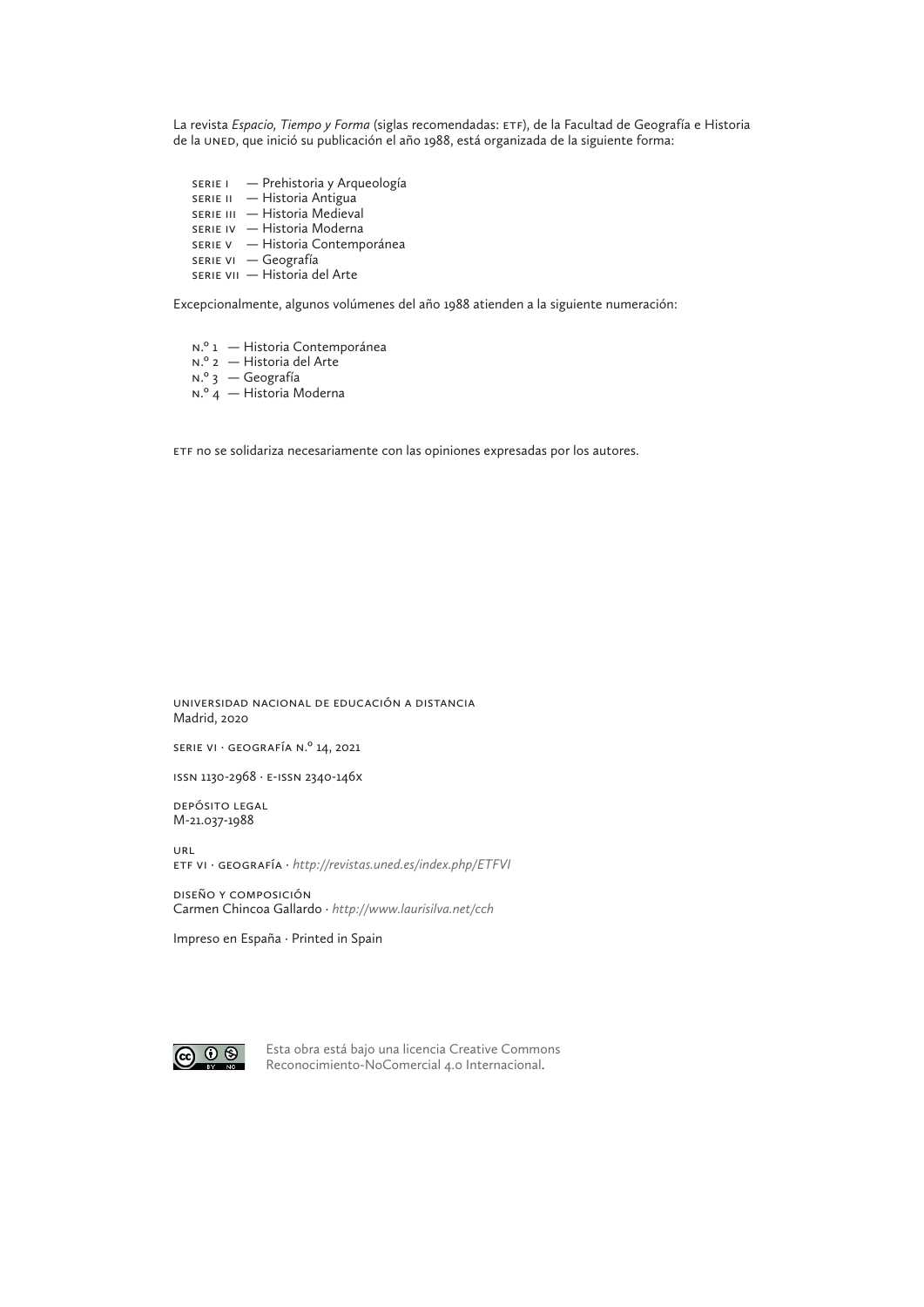La revista *Espacio, Tiempo y Forma* (siglas recomendadas: ETF), de la Facultad de Geografía e Historia de la UNED, que inició su publicación el año 1988, está organizada de la siguiente forma:

- SERIE I — Prehistoria y Arqueología
- SERIE II — Historia Antigua
- SERIE III — Historia Medieval
- SERIE IV — Historia Moderna
- SERIE V — Historia Contemporánea
- SERIE VI — Geografía
- SERIE VII — Historia del Arte

Excepcionalmente, algunos volúmenes del año 1988 atienden a la siguiente numeración:

- N.º 1 — Historia Contemporánea
- N.º 2 — Historia del Arte
- N.º 3 — Geografía
- N.º 4 — Historia Moderna

ETF no se solidariza necesariamente con las opiniones expresadas por los autores.

UNIVERSIDAD NACIONAL DE EDUCACIÓN A DISTANCIA
Madrid, 2020

SERIE VI · GEOGRAFÍA N.º 14, 2021

ISSN 1130-2968 · E-ISSN 2340-146X

DEPÓSITO LEGAL
M-21.037-1988

URL
ETF VI · GEOGRAFÍA · *http://revistas.uned.es/index.php/ETFVI*

DISEÑO Y COMPOSICIÓN
Carmen Chincoa Gallardo · *http://www.laurisilva.net/cch*

Impreso en España · Printed in Spain

Esta obra está bajo una licencia Creative Commons Reconocimiento-NoComercial 4.0 Internacional.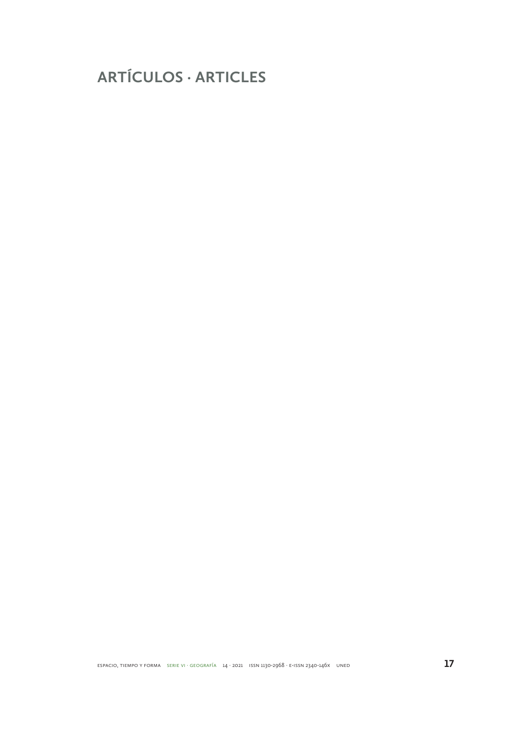# ARTÍCULOS · ARTICLES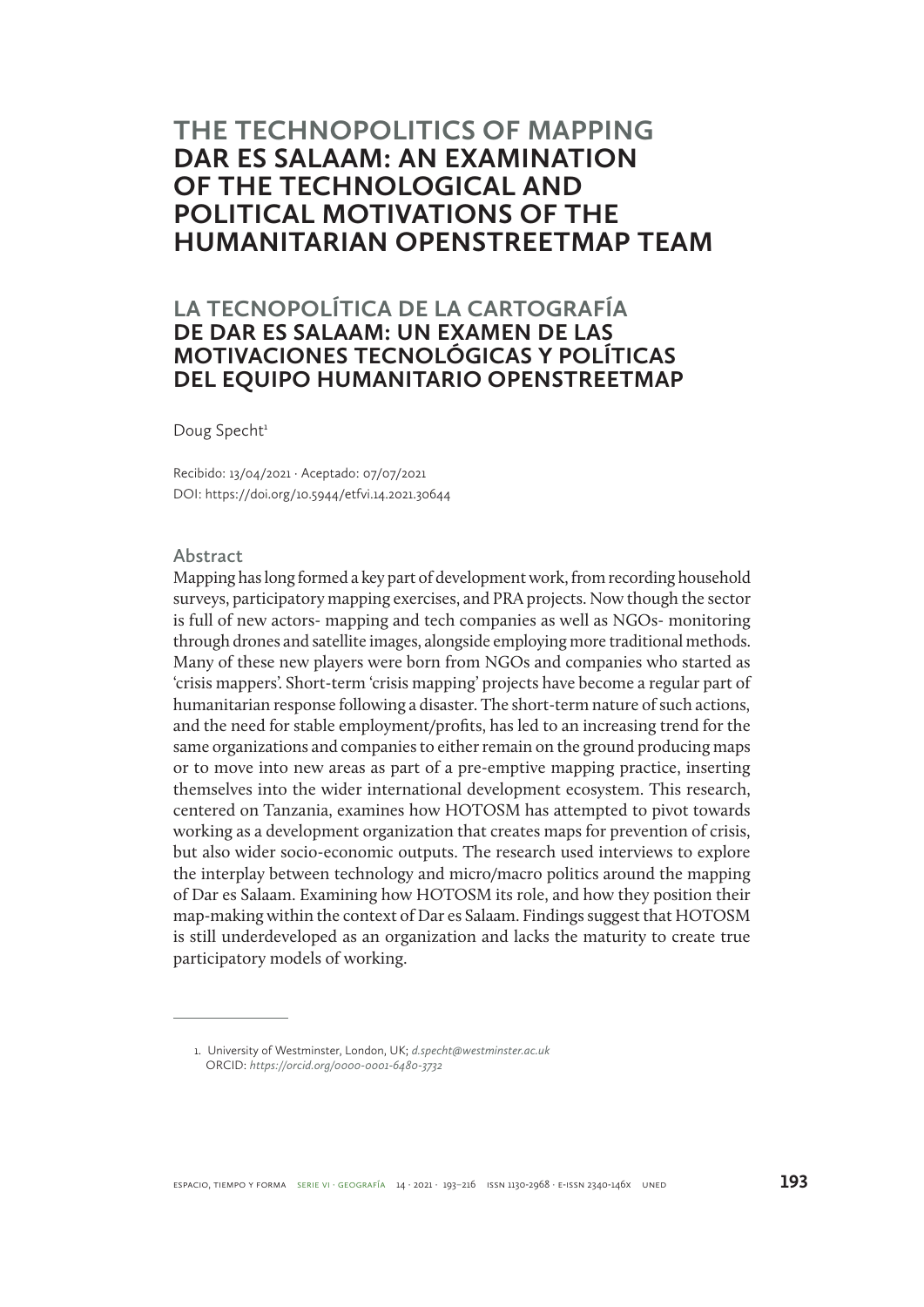# THE TECHNOPOLITICS OF MAPPING DAR ES SALAAM: AN EXAMINATION OF THE TECHNOLOGICAL AND POLITICAL MOTIVATIONS OF THE HUMANITARIAN OPENSTREETMAP TEAM

## LA TECNOPOLÍTICA DE LA CARTOGRAFÍA DE DAR ES SALAAM: UN EXAMEN DE LAS MOTIVACIONES TECNOLÓGICAS Y POLÍTICAS DEL EQUIPO HUMANITARIO OPENSTREETMAP

Doug Specht[1]

Recibido: 13/04/2021 · Aceptado: 07/07/2021
DOI: https://doi.org/10.5944/etfvi.14.2021.30644

### Abstract

Mapping has long formed a key part of development work, from recording household surveys, participatory mapping exercises, and PRA projects. Now though the sector is full of new actors- mapping and tech companies as well as NGOs- monitoring through drones and satellite images, alongside employing more traditional methods. Many of these new players were born from NGOs and companies who started as 'crisis mappers'. Short-term 'crisis mapping' projects have become a regular part of humanitarian response following a disaster. The short-term nature of such actions, and the need for stable employment/profits, has led to an increasing trend for the same organizations and companies to either remain on the ground producing maps or to move into new areas as part of a pre-emptive mapping practice, inserting themselves into the wider international development ecosystem. This research, centered on Tanzania, examines how HOTOSM has attempted to pivot towards working as a development organization that creates maps for prevention of crisis, but also wider socio-economic outputs. The research used interviews to explore the interplay between technology and micro/macro politics around the mapping of Dar es Salaam. Examining how HOTOSM its role, and how they position their map-making within the context of Dar es Salaam. Findings suggest that HOTOSM is still underdeveloped as an organization and lacks the maturity to create true participatory models of working.

---

1. University of Westminster, London, UK; *d.specht@westminster.ac.uk*
ORCID: *https://orcid.org/0000-0001-6480-3732*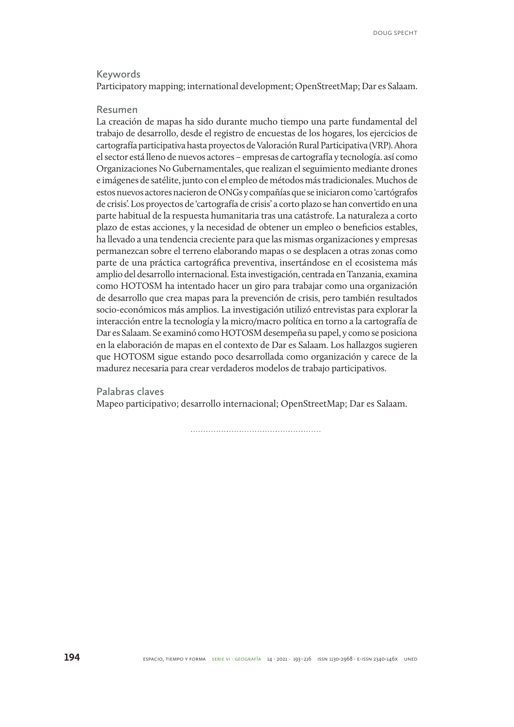### Keywords

Participatory mapping; international development; OpenStreetMap; Dar es Salaam.

### Resumen

La creación de mapas ha sido durante mucho tiempo una parte fundamental del trabajo de desarrollo, desde el registro de encuestas de los hogares, los ejercicios de cartografía participativa hasta proyectos de Valoración Rural Participativa (VRP). Ahora el sector está lleno de nuevos actores – empresas de cartografía y tecnología. así como Organizaciones No Gubernamentales, que realizan el seguimiento mediante drones e imágenes de satélite, junto con el empleo de métodos más tradicionales. Muchos de estos nuevos actores nacieron de ONGs y compañías que se iniciaron como 'cartógrafos de crisis'. Los proyectos de 'cartografía de crisis' a corto plazo se han convertido en una parte habitual de la respuesta humanitaria tras una catástrofe. La naturaleza a corto plazo de estas acciones, y la necesidad de obtener un empleo o beneficios estables, ha llevado a una tendencia creciente para que las mismas organizaciones y empresas permanezcan sobre el terreno elaborando mapas o se desplacen a otras zonas como parte de una práctica cartográfica preventiva, insertándose en el ecosistema más amplio del desarrollo internacional. Esta investigación, centrada en Tanzania, examina como HOTOSM ha intentado hacer un giro para trabajar como una organización de desarrollo que crea mapas para la prevención de crisis, pero también resultados socio-económicos más amplios. La investigación utilizó entrevistas para explorar la interacción entre la tecnología y la micro/macro política en torno a la cartografía de Dar es Salaam. Se examinó como HOTOSM desempeña su papel, y como se posiciona en la elaboración de mapas en el contexto de Dar es Salaam. Los hallazgos sugieren que HOTOSM sigue estando poco desarrollada como organización y carece de la madurez necesaria para crear verdaderos modelos de trabajo participativos.

### Palabras claves

Mapeo participativo; desarrollo internacional; OpenStreetMap; Dar es Salaam.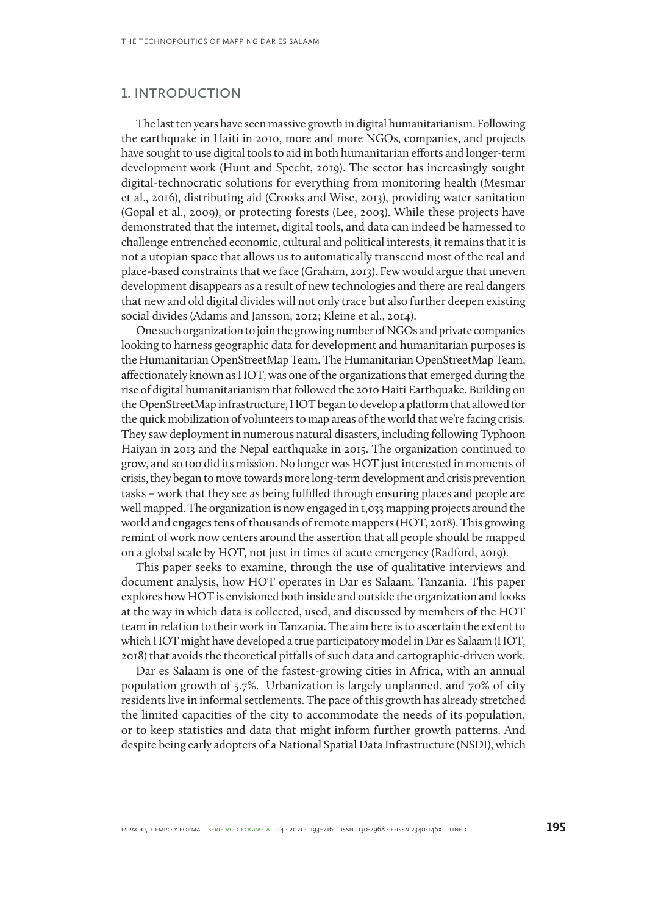## 1. INTRODUCTION

The last ten years have seen massive growth in digital humanitarianism. Following the earthquake in Haiti in 2010, more and more NGOs, companies, and projects have sought to use digital tools to aid in both humanitarian efforts and longer-term development work (Hunt and Specht, 2019). The sector has increasingly sought digital-technocratic solutions for everything from monitoring health (Mesmar et al., 2016), distributing aid (Crooks and Wise, 2013), providing water sanitation (Gopal et al., 2009), or protecting forests (Lee, 2003). While these projects have demonstrated that the internet, digital tools, and data can indeed be harnessed to challenge entrenched economic, cultural and political interests, it remains that it is not a utopian space that allows us to automatically transcend most of the real and place-based constraints that we face (Graham, 2013). Few would argue that uneven development disappears as a result of new technologies and there are real dangers that new and old digital divides will not only trace but also further deepen existing social divides (Adams and Jansson, 2012; Kleine et al., 2014).

One such organization to join the growing number of NGOs and private companies looking to harness geographic data for development and humanitarian purposes is the Humanitarian OpenStreetMap Team. The Humanitarian OpenStreetMap Team, affectionately known as HOT, was one of the organizations that emerged during the rise of digital humanitarianism that followed the 2010 Haiti Earthquake. Building on the OpenStreetMap infrastructure, HOT began to develop a platform that allowed for the quick mobilization of volunteers to map areas of the world that we're facing crisis. They saw deployment in numerous natural disasters, including following Typhoon Haiyan in 2013 and the Nepal earthquake in 2015. The organization continued to grow, and so too did its mission. No longer was HOT just interested in moments of crisis, they began to move towards more long-term development and crisis prevention tasks – work that they see as being fulfilled through ensuring places and people are well mapped. The organization is now engaged in 1,033 mapping projects around the world and engages tens of thousands of remote mappers (HOT, 2018). This growing remint of work now centers around the assertion that all people should be mapped on a global scale by HOT, not just in times of acute emergency (Radford, 2019).

This paper seeks to examine, through the use of qualitative interviews and document analysis, how HOT operates in Dar es Salaam, Tanzania. This paper explores how HOT is envisioned both inside and outside the organization and looks at the way in which data is collected, used, and discussed by members of the HOT team in relation to their work in Tanzania. The aim here is to ascertain the extent to which HOT might have developed a true participatory model in Dar es Salaam (HOT, 2018) that avoids the theoretical pitfalls of such data and cartographic-driven work.

Dar es Salaam is one of the fastest-growing cities in Africa, with an annual population growth of 5.7%. Urbanization is largely unplanned, and 70% of city residents live in informal settlements. The pace of this growth has already stretched the limited capacities of the city to accommodate the needs of its population, or to keep statistics and data that might inform further growth patterns. And despite being early adopters of a National Spatial Data Infrastructure (NSDI), which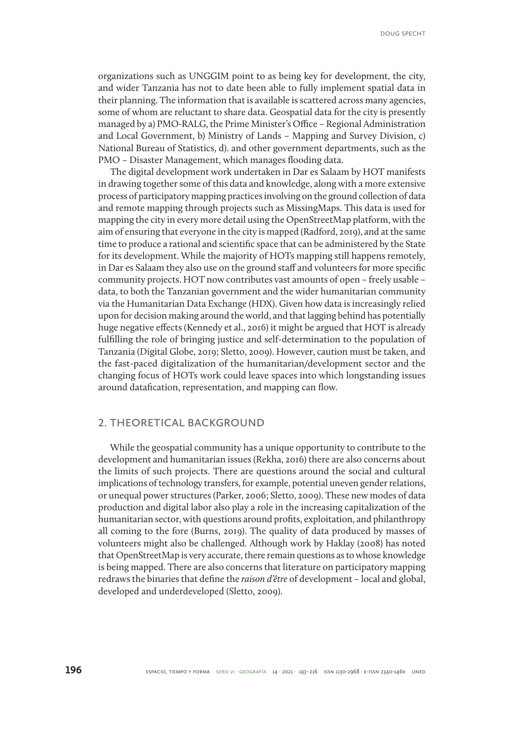organizations such as UNGGIM point to as being key for development, the city, and wider Tanzania has not to date been able to fully implement spatial data in their planning. The information that is available is scattered across many agencies, some of whom are reluctant to share data. Geospatial data for the city is presently managed by a) PMO-RALG, the Prime Minister's Office – Regional Administration and Local Government, b) Ministry of Lands – Mapping and Survey Division, c) National Bureau of Statistics, d). and other government departments, such as the PMO – Disaster Management, which manages flooding data.

The digital development work undertaken in Dar es Salaam by HOT manifests in drawing together some of this data and knowledge, along with a more extensive process of participatory mapping practices involving on the ground collection of data and remote mapping through projects such as MissingMaps. This data is used for mapping the city in every more detail using the OpenStreetMap platform, with the aim of ensuring that everyone in the city is mapped (Radford, 2019), and at the same time to produce a rational and scientific space that can be administered by the State for its development. While the majority of HOTs mapping still happens remotely, in Dar es Salaam they also use on the ground staff and volunteers for more specific community projects. HOT now contributes vast amounts of open – freely usable – data, to both the Tanzanian government and the wider humanitarian community via the Humanitarian Data Exchange (HDX). Given how data is increasingly relied upon for decision making around the world, and that lagging behind has potentially huge negative effects (Kennedy et al., 2016) it might be argued that HOT is already fulfilling the role of bringing justice and self-determination to the population of Tanzania (Digital Globe, 2019; Sletto, 2009). However, caution must be taken, and the fast-paced digitalization of the humanitarian/development sector and the changing focus of HOTs work could leave spaces into which longstanding issues around datafication, representation, and mapping can flow.

## 2. THEORETICAL BACKGROUND

While the geospatial community has a unique opportunity to contribute to the development and humanitarian issues (Rekha, 2016) there are also concerns about the limits of such projects. There are questions around the social and cultural implications of technology transfers, for example, potential uneven gender relations, or unequal power structures (Parker, 2006; Sletto, 2009). These new modes of data production and digital labor also play a role in the increasing capitalization of the humanitarian sector, with questions around profits, exploitation, and philanthropy all coming to the fore (Burns, 2019). The quality of data produced by masses of volunteers might also be challenged. Although work by Haklay (2008) has noted that OpenStreetMap is very accurate, there remain questions as to whose knowledge is being mapped. There are also concerns that literature on participatory mapping redraws the binaries that define the *raison d'être* of development – local and global, developed and underdeveloped (Sletto, 2009).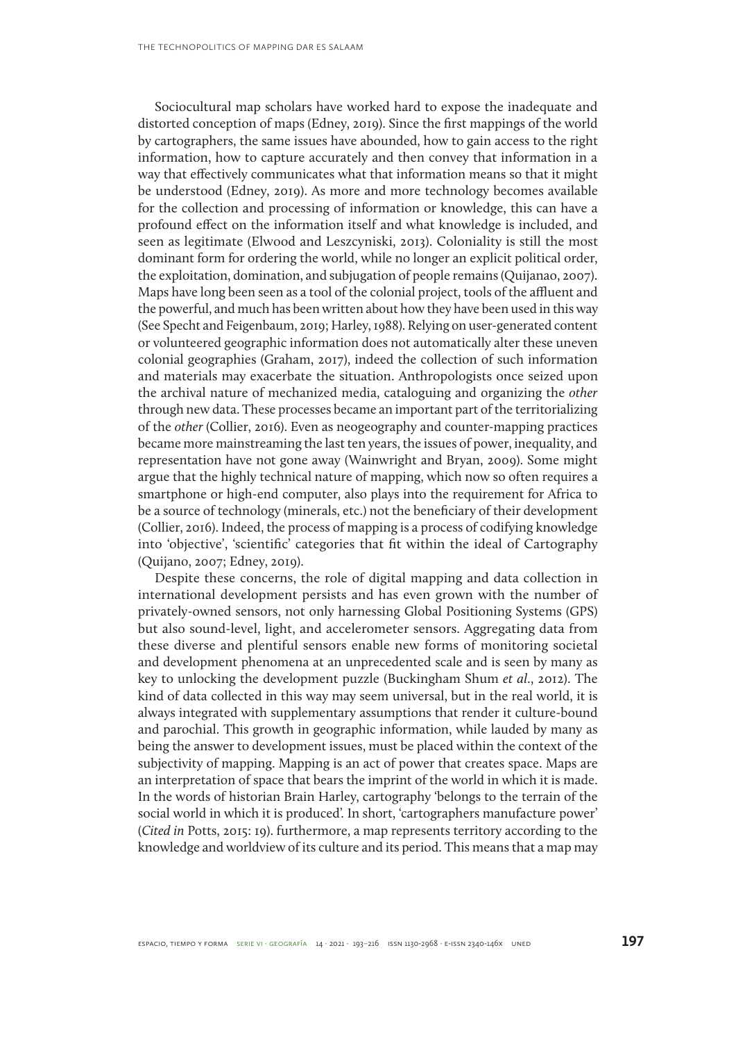Sociocultural map scholars have worked hard to expose the inadequate and distorted conception of maps (Edney, 2019). Since the first mappings of the world by cartographers, the same issues have abounded, how to gain access to the right information, how to capture accurately and then convey that information in a way that effectively communicates what that information means so that it might be understood (Edney, 2019). As more and more technology becomes available for the collection and processing of information or knowledge, this can have a profound effect on the information itself and what knowledge is included, and seen as legitimate (Elwood and Leszcyniski, 2013). Coloniality is still the most dominant form for ordering the world, while no longer an explicit political order, the exploitation, domination, and subjugation of people remains (Quijanao, 2007). Maps have long been seen as a tool of the colonial project, tools of the affluent and the powerful, and much has been written about how they have been used in this way (See Specht and Feigenbaum, 2019; Harley, 1988). Relying on user-generated content or volunteered geographic information does not automatically alter these uneven colonial geographies (Graham, 2017), indeed the collection of such information and materials may exacerbate the situation. Anthropologists once seized upon the archival nature of mechanized media, cataloguing and organizing the *other* through new data. These processes became an important part of the territorializing of the *other* (Collier, 2016). Even as neogeography and counter-mapping practices became more mainstreaming the last ten years, the issues of power, inequality, and representation have not gone away (Wainwright and Bryan, 2009). Some might argue that the highly technical nature of mapping, which now so often requires a smartphone or high-end computer, also plays into the requirement for Africa to be a source of technology (minerals, etc.) not the beneficiary of their development (Collier, 2016). Indeed, the process of mapping is a process of codifying knowledge into 'objective', 'scientific' categories that fit within the ideal of Cartography (Quijano, 2007; Edney, 2019).

Despite these concerns, the role of digital mapping and data collection in international development persists and has even grown with the number of privately-owned sensors, not only harnessing Global Positioning Systems (GPS) but also sound-level, light, and accelerometer sensors. Aggregating data from these diverse and plentiful sensors enable new forms of monitoring societal and development phenomena at an unprecedented scale and is seen by many as key to unlocking the development puzzle (Buckingham Shum *et al*., 2012). The kind of data collected in this way may seem universal, but in the real world, it is always integrated with supplementary assumptions that render it culture-bound and parochial. This growth in geographic information, while lauded by many as being the answer to development issues, must be placed within the context of the subjectivity of mapping. Mapping is an act of power that creates space. Maps are an interpretation of space that bears the imprint of the world in which it is made. In the words of historian Brain Harley, cartography 'belongs to the terrain of the social world in which it is produced'. In short, 'cartographers manufacture power' (*Cited in* Potts, 2015: 19). furthermore, a map represents territory according to the knowledge and worldview of its culture and its period. This means that a map may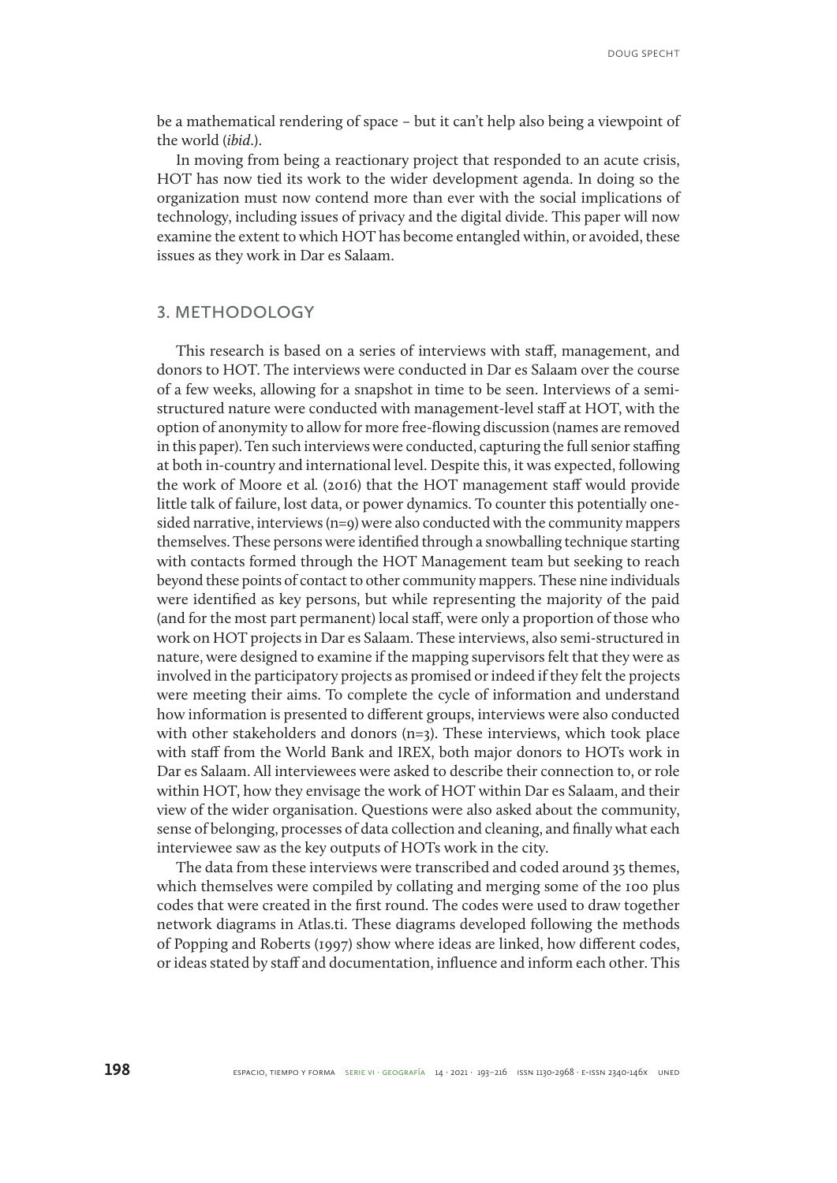be a mathematical rendering of space – but it can't help also being a viewpoint of the world (*ibid*.).

In moving from being a reactionary project that responded to an acute crisis, HOT has now tied its work to the wider development agenda. In doing so the organization must now contend more than ever with the social implications of technology, including issues of privacy and the digital divide. This paper will now examine the extent to which HOT has become entangled within, or avoided, these issues as they work in Dar es Salaam.

## 3. METHODOLOGY

This research is based on a series of interviews with staff, management, and donors to HOT. The interviews were conducted in Dar es Salaam over the course of a few weeks, allowing for a snapshot in time to be seen. Interviews of a semi-structured nature were conducted with management-level staff at HOT, with the option of anonymity to allow for more free-flowing discussion (names are removed in this paper). Ten such interviews were conducted, capturing the full senior staffing at both in-country and international level. Despite this, it was expected, following the work of Moore et al. (2016) that the HOT management staff would provide little talk of failure, lost data, or power dynamics. To counter this potentially one-sided narrative, interviews (n=9) were also conducted with the community mappers themselves. These persons were identified through a snowballing technique starting with contacts formed through the HOT Management team but seeking to reach beyond these points of contact to other community mappers. These nine individuals were identified as key persons, but while representing the majority of the paid (and for the most part permanent) local staff, were only a proportion of those who work on HOT projects in Dar es Salaam. These interviews, also semi-structured in nature, were designed to examine if the mapping supervisors felt that they were as involved in the participatory projects as promised or indeed if they felt the projects were meeting their aims. To complete the cycle of information and understand how information is presented to different groups, interviews were also conducted with other stakeholders and donors (n=3). These interviews, which took place with staff from the World Bank and IREX, both major donors to HOTs work in Dar es Salaam. All interviewees were asked to describe their connection to, or role within HOT, how they envisage the work of HOT within Dar es Salaam, and their view of the wider organisation. Questions were also asked about the community, sense of belonging, processes of data collection and cleaning, and finally what each interviewee saw as the key outputs of HOTs work in the city.

The data from these interviews were transcribed and coded around 35 themes, which themselves were compiled by collating and merging some of the 100 plus codes that were created in the first round. The codes were used to draw together network diagrams in Atlas.ti. These diagrams developed following the methods of Popping and Roberts (1997) show where ideas are linked, how different codes, or ideas stated by staff and documentation, influence and inform each other. This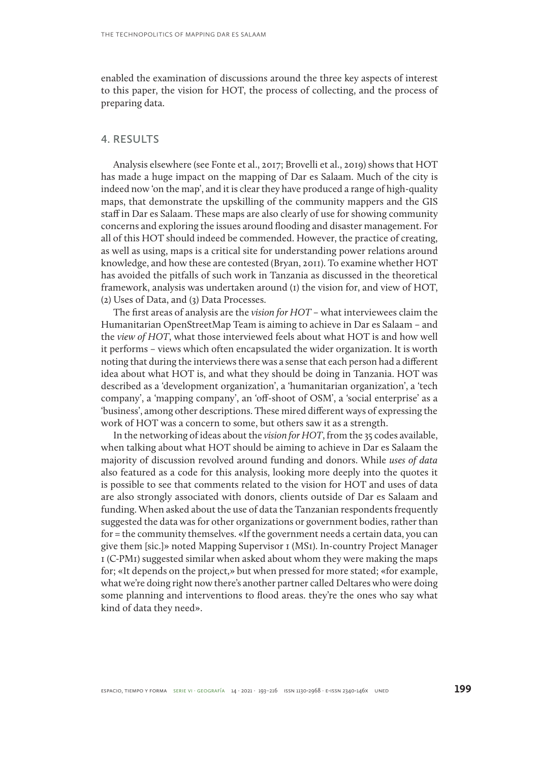enabled the examination of discussions around the three key aspects of interest to this paper, the vision for HOT, the process of collecting, and the process of preparing data.

## 4. RESULTS

Analysis elsewhere (see Fonte et al., 2017; Brovelli et al., 2019) shows that HOT has made a huge impact on the mapping of Dar es Salaam. Much of the city is indeed now 'on the map', and it is clear they have produced a range of high-quality maps, that demonstrate the upskilling of the community mappers and the GIS staff in Dar es Salaam. These maps are also clearly of use for showing community concerns and exploring the issues around flooding and disaster management. For all of this HOT should indeed be commended. However, the practice of creating, as well as using, maps is a critical site for understanding power relations around knowledge, and how these are contested (Bryan, 2011). To examine whether HOT has avoided the pitfalls of such work in Tanzania as discussed in the theoretical framework, analysis was undertaken around (1) the vision for, and view of HOT, (2) Uses of Data, and (3) Data Processes.

The first areas of analysis are the *vision for HOT* – what interviewees claim the Humanitarian OpenStreetMap Team is aiming to achieve in Dar es Salaam – and the *view of HOT*, what those interviewed feels about what HOT is and how well it performs – views which often encapsulated the wider organization. It is worth noting that during the interviews there was a sense that each person had a different idea about what HOT is, and what they should be doing in Tanzania. HOT was described as a 'development organization', a 'humanitarian organization', a 'tech company', a 'mapping company', an 'off-shoot of OSM', a 'social enterprise' as a 'business', among other descriptions. These mired different ways of expressing the work of HOT was a concern to some, but others saw it as a strength.

In the networking of ideas about the *vision for HOT*, from the 35 codes available, when talking about what HOT should be aiming to achieve in Dar es Salaam the majority of discussion revolved around funding and donors. While *uses of data* also featured as a code for this analysis, looking more deeply into the quotes it is possible to see that comments related to the vision for HOT and uses of data are also strongly associated with donors, clients outside of Dar es Salaam and funding. When asked about the use of data the Tanzanian respondents frequently suggested the data was for other organizations or government bodies, rather than for = the community themselves. «If the government needs a certain data, you can give them [sic.]» noted Mapping Supervisor 1 (MS1). In-country Project Manager 1 (C-PM1) suggested similar when asked about whom they were making the maps for; «It depends on the project,» but when pressed for more stated; «for example, what we're doing right now there's another partner called Deltares who were doing some planning and interventions to flood areas. they're the ones who say what kind of data they need».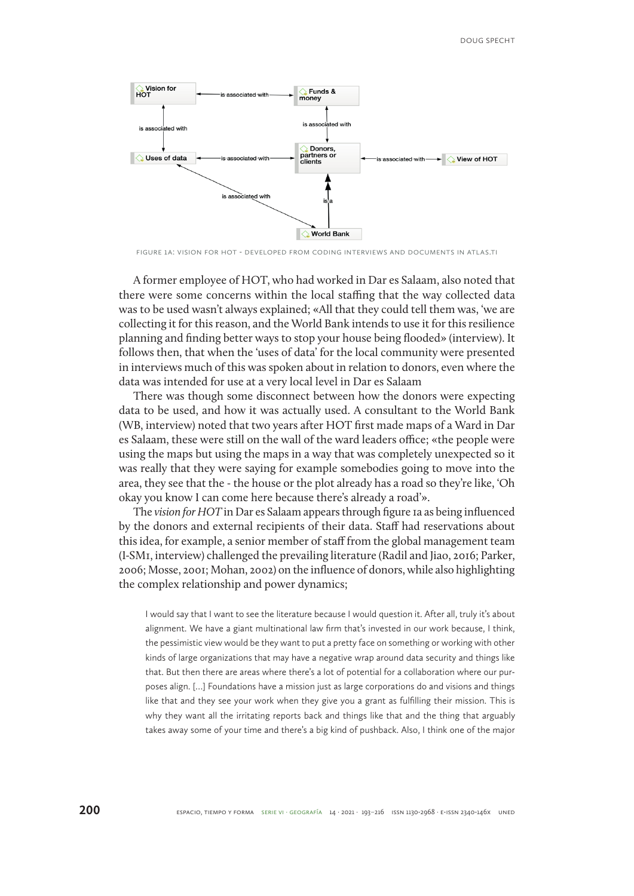FIGURE 1A: VISION FOR HOT - DEVELOPED FROM CODING INTERVIEWS AND DOCUMENTS IN ATLAS.TI

A former employee of HOT, who had worked in Dar es Salaam, also noted that there were some concerns within the local staffing that the way collected data was to be used wasn't always explained; «All that they could tell them was, 'we are collecting it for this reason, and the World Bank intends to use it for this resilience planning and finding better ways to stop your house being flooded» (interview). It follows then, that when the 'uses of data' for the local community were presented in interviews much of this was spoken about in relation to donors, even where the data was intended for use at a very local level in Dar es Salaam

There was though some disconnect between how the donors were expecting data to be used, and how it was actually used. A consultant to the World Bank (WB, interview) noted that two years after HOT first made maps of a Ward in Dar es Salaam, these were still on the wall of the ward leaders office; «the people were using the maps but using the maps in a way that was completely unexpected so it was really that they were saying for example somebodies going to move into the area, they see that the - the house or the plot already has a road so they're like, 'Oh okay you know I can come here because there's already a road'».

The *vision for HOT* in Dar es Salaam appears through figure 1a as being influenced by the donors and external recipients of their data. Staff had reservations about this idea, for example, a senior member of staff from the global management team (I-SM1, interview) challenged the prevailing literature (Radil and Jiao, 2016; Parker, 2006; Mosse, 2001; Mohan, 2002) on the influence of donors, while also highlighting the complex relationship and power dynamics;

> I would say that I want to see the literature because I would question it. After all, truly it's about alignment. We have a giant multinational law firm that's invested in our work because, I think, the pessimistic view would be they want to put a pretty face on something or working with other kinds of large organizations that may have a negative wrap around data security and things like that. But then there are areas where there's a lot of potential for a collaboration where our purposes align. [...] Foundations have a mission just as large corporations do and visions and things like that and they see your work when they give you a grant as fulfilling their mission. This is why they want all the irritating reports back and things like that and the thing that arguably takes away some of your time and there's a big kind of pushback. Also, I think one of the major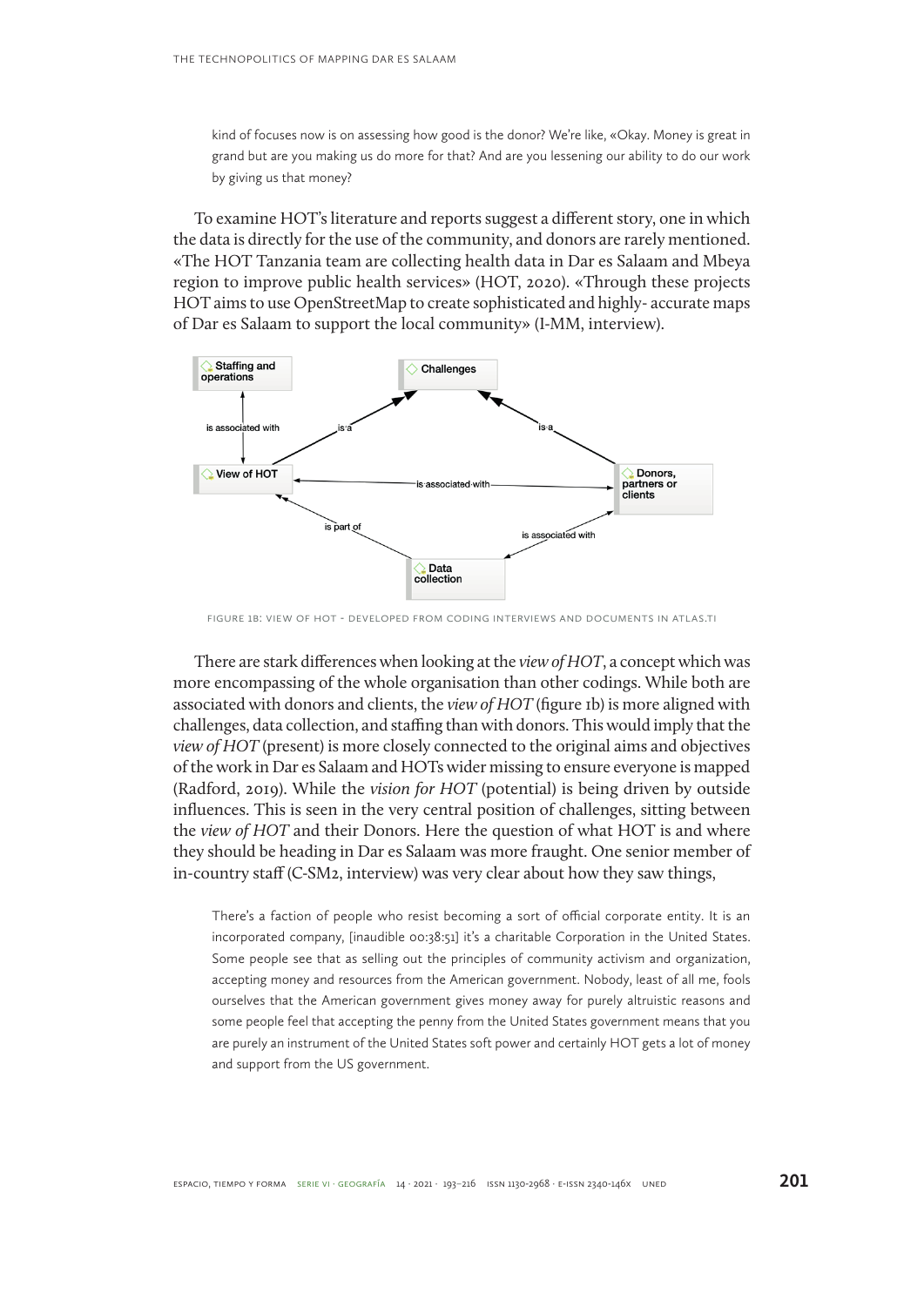> kind of focuses now is on assessing how good is the donor? We're like, «Okay. Money is great in grand but are you making us do more for that? And are you lessening our ability to do our work by giving us that money?

To examine HOT's literature and reports suggest a different story, one in which the data is directly for the use of the community, and donors are rarely mentioned. «The HOT Tanzania team are collecting health data in Dar es Salaam and Mbeya region to improve public health services» (HOT, 2020). «Through these projects HOT aims to use OpenStreetMap to create sophisticated and highly- accurate maps of Dar es Salaam to support the local community» (I-MM, interview).

FIGURE 1B: VIEW OF HOT - DEVELOPED FROM CODING INTERVIEWS AND DOCUMENTS IN ATLAS.TI

There are stark differences when looking at the *view of HOT*, a concept which was more encompassing of the whole organisation than other codings. While both are associated with donors and clients, the *view of HOT* (figure 1b) is more aligned with challenges, data collection, and staffing than with donors. This would imply that the *view of HOT* (present) is more closely connected to the original aims and objectives of the work in Dar es Salaam and HOTs wider missing to ensure everyone is mapped (Radford, 2019). While the *vision for HOT* (potential) is being driven by outside influences. This is seen in the very central position of challenges, sitting between the *view of HOT* and their Donors. Here the question of what HOT is and where they should be heading in Dar es Salaam was more fraught. One senior member of in-country staff (C-SM2, interview) was very clear about how they saw things,

> There's a faction of people who resist becoming a sort of official corporate entity. It is an incorporated company, [inaudible 00:38:51] it's a charitable Corporation in the United States. Some people see that as selling out the principles of community activism and organization, accepting money and resources from the American government. Nobody, least of all me, fools ourselves that the American government gives money away for purely altruistic reasons and some people feel that accepting the penny from the United States government means that you are purely an instrument of the United States soft power and certainly HOT gets a lot of money and support from the US government.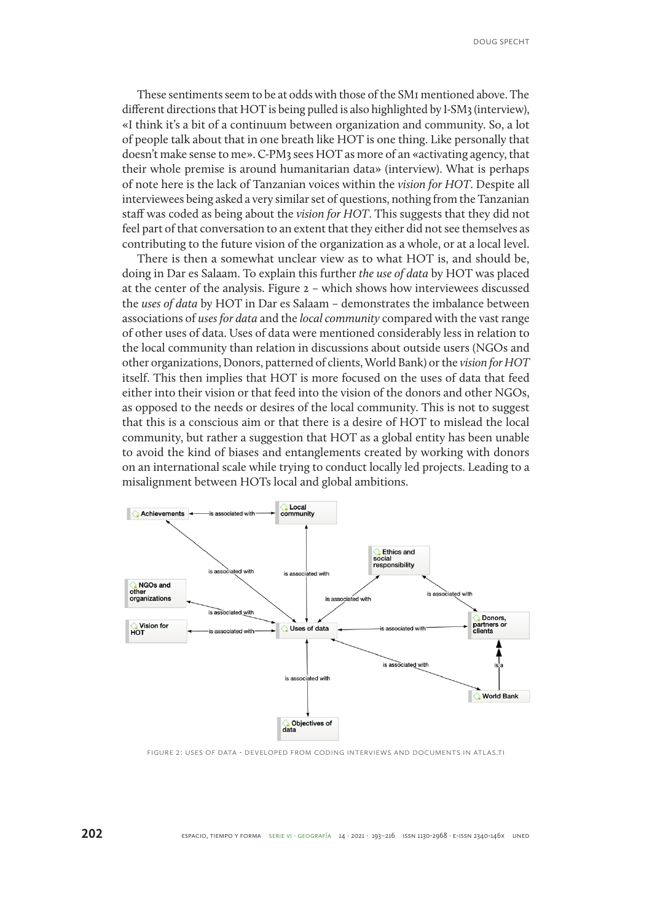These sentiments seem to be at odds with those of the SM1 mentioned above. The different directions that HOT is being pulled is also highlighted by I-SM3 (interview), «I think it's a bit of a continuum between organization and community. So, a lot of people talk about that in one breath like HOT is one thing. Like personally that doesn't make sense to me». C-PM3 sees HOT as more of an «activating agency, that their whole premise is around humanitarian data» (interview). What is perhaps of note here is the lack of Tanzanian voices within the *vision for HOT*. Despite all interviewees being asked a very similar set of questions, nothing from the Tanzanian staff was coded as being about the *vision for HOT*. This suggests that they did not feel part of that conversation to an extent that they either did not see themselves as contributing to the future vision of the organization as a whole, or at a local level.

There is then a somewhat unclear view as to what HOT is, and should be, doing in Dar es Salaam. To explain this further *the use of data* by HOT was placed at the center of the analysis. Figure 2 – which shows how interviewees discussed the *uses of data* by HOT in Dar es Salaam – demonstrates the imbalance between associations of *uses for data* and the *local community* compared with the vast range of other uses of data. Uses of data were mentioned considerably less in relation to the local community than relation in discussions about outside users (NGOs and other organizations, Donors, patterned of clients, World Bank) or the *vision for HOT* itself. This then implies that HOT is more focused on the uses of data that feed either into their vision or that feed into the vision of the donors and other NGOs, as opposed to the needs or desires of the local community. This is not to suggest that this is a conscious aim or that there is a desire of HOT to mislead the local community, but rather a suggestion that HOT as a global entity has been unable to avoid the kind of biases and entanglements created by working with donors on an international scale while trying to conduct locally led projects. Leading to a misalignment between HOTs local and global ambitions.

FIGURE 2: USES OF DATA - DEVELOPED FROM CODING INTERVIEWS AND DOCUMENTS IN ATLAS.TI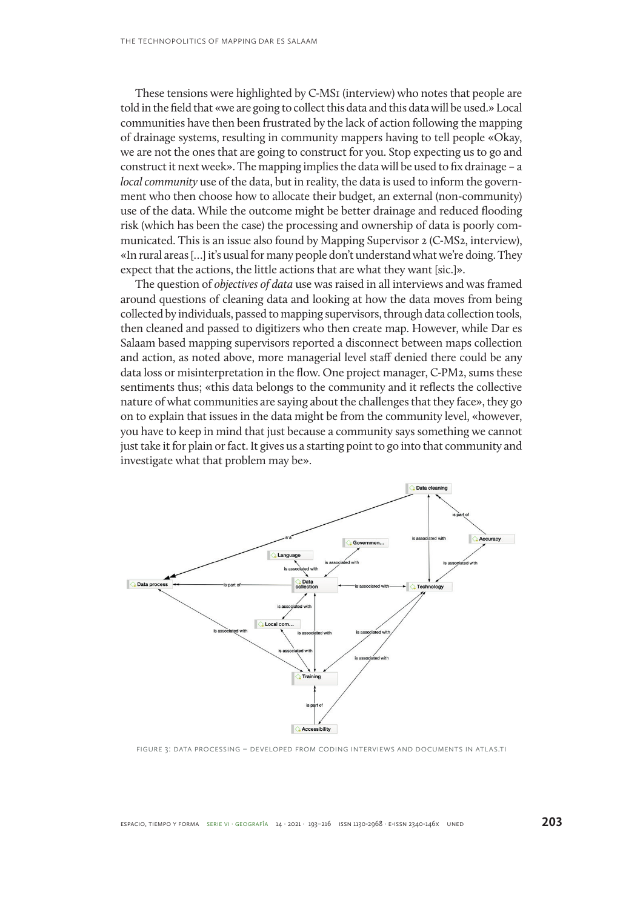These tensions were highlighted by C-MS1 (interview) who notes that people are told in the field that «we are going to collect this data and this data will be used.» Local communities have then been frustrated by the lack of action following the mapping of drainage systems, resulting in community mappers having to tell people «Okay, we are not the ones that are going to construct for you. Stop expecting us to go and construct it next week». The mapping implies the data will be used to fix drainage – a *local community* use of the data, but in reality, the data is used to inform the government who then choose how to allocate their budget, an external (non-community) use of the data. While the outcome might be better drainage and reduced flooding risk (which has been the case) the processing and ownership of data is poorly communicated. This is an issue also found by Mapping Supervisor 2 (C-MS2, interview), «In rural areas [...] it's usual for many people don't understand what we're doing. They expect that the actions, the little actions that are what they want [sic.]».

The question of *objectives of data* use was raised in all interviews and was framed around questions of cleaning data and looking at how the data moves from being collected by individuals, passed to mapping supervisors, through data collection tools, then cleaned and passed to digitizers who then create map. However, while Dar es Salaam based mapping supervisors reported a disconnect between maps collection and action, as noted above, more managerial level staff denied there could be any data loss or misinterpretation in the flow. One project manager, C-PM2, sums these sentiments thus; «this data belongs to the community and it reflects the collective nature of what communities are saying about the challenges that they face», they go on to explain that issues in the data might be from the community level, «however, you have to keep in mind that just because a community says something we cannot just take it for plain or fact. It gives us a starting point to go into that community and investigate what that problem may be».

FIGURE 3: DATA PROCESSING – DEVELOPED FROM CODING INTERVIEWS AND DOCUMENTS IN ATLAS.TI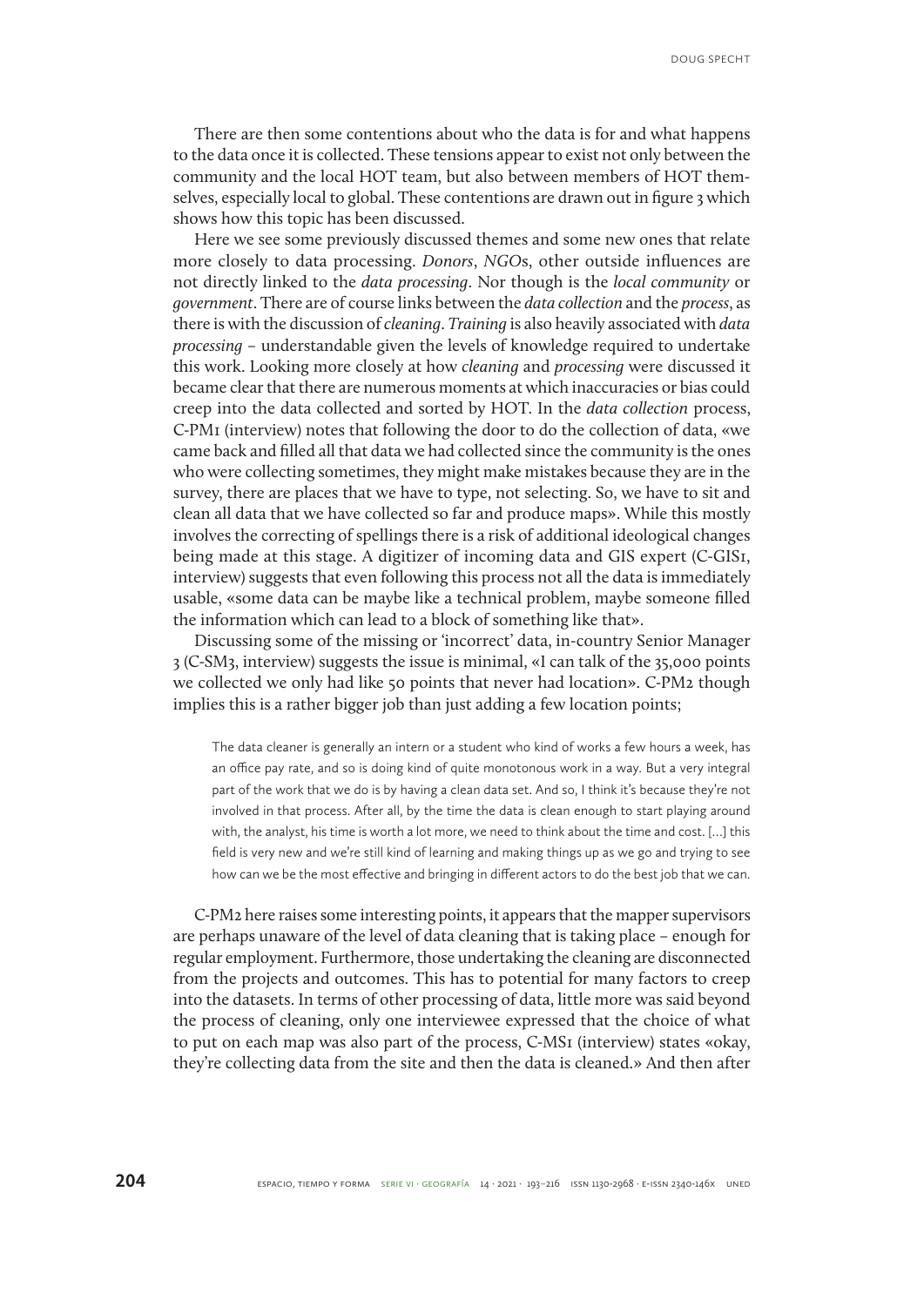There are then some contentions about who the data is for and what happens to the data once it is collected. These tensions appear to exist not only between the community and the local HOT team, but also between members of HOT themselves, especially local to global. These contentions are drawn out in figure 3 which shows how this topic has been discussed.

Here we see some previously discussed themes and some new ones that relate more closely to data processing. *Donors*, *NGO*s, other outside influences are not directly linked to the *data processing*. Nor though is the *local community* or *government*. There are of course links between the *data collection* and the *process*, as there is with the discussion of *cleaning*. *Training* is also heavily associated with *data processing* – understandable given the levels of knowledge required to undertake this work. Looking more closely at how *cleaning* and *processing* were discussed it became clear that there are numerous moments at which inaccuracies or bias could creep into the data collected and sorted by HOT. In the *data collection* process, C-PM1 (interview) notes that following the door to do the collection of data, «we came back and filled all that data we had collected since the community is the ones who were collecting sometimes, they might make mistakes because they are in the survey, there are places that we have to type, not selecting. So, we have to sit and clean all data that we have collected so far and produce maps». While this mostly involves the correcting of spellings there is a risk of additional ideological changes being made at this stage. A digitizer of incoming data and GIS expert (C-GIS1, interview) suggests that even following this process not all the data is immediately usable, «some data can be maybe like a technical problem, maybe someone filled the information which can lead to a block of something like that».

Discussing some of the missing or 'incorrect' data, in-country Senior Manager 3 (C-SM3, interview) suggests the issue is minimal, «I can talk of the 35,000 points we collected we only had like 50 points that never had location». C-PM2 though implies this is a rather bigger job than just adding a few location points;

> The data cleaner is generally an intern or a student who kind of works a few hours a week, has an office pay rate, and so is doing kind of quite monotonous work in a way. But a very integral part of the work that we do is by having a clean data set. And so, I think it's because they're not involved in that process. After all, by the time the data is clean enough to start playing around with, the analyst, his time is worth a lot more, we need to think about the time and cost. […] this field is very new and we're still kind of learning and making things up as we go and trying to see how can we be the most effective and bringing in different actors to do the best job that we can.

C-PM2 here raises some interesting points, it appears that the mapper supervisors are perhaps unaware of the level of data cleaning that is taking place – enough for regular employment. Furthermore, those undertaking the cleaning are disconnected from the projects and outcomes. This has to potential for many factors to creep into the datasets. In terms of other processing of data, little more was said beyond the process of cleaning, only one interviewee expressed that the choice of what to put on each map was also part of the process, C-MS1 (interview) states «okay, they're collecting data from the site and then the data is cleaned.» And then after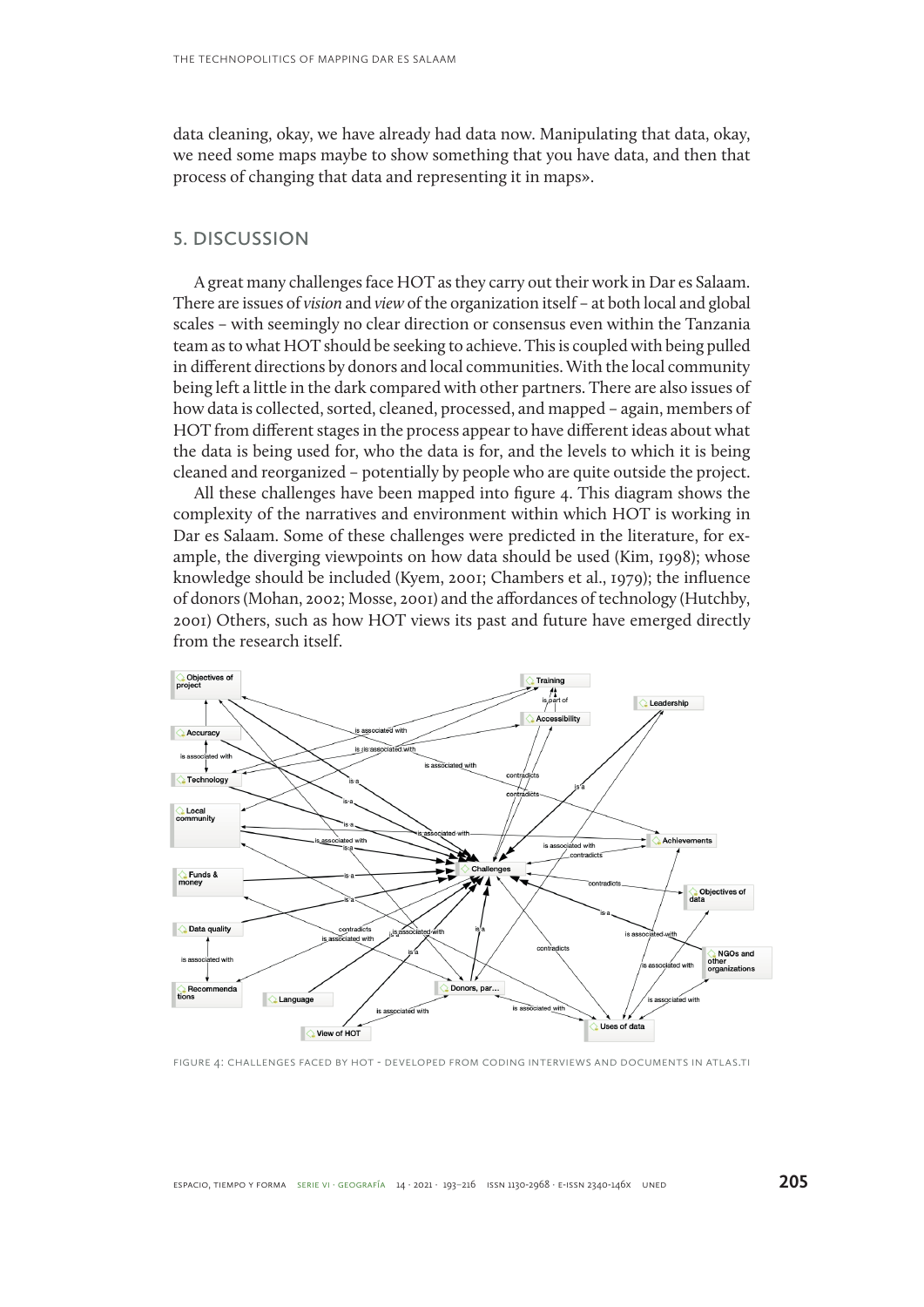data cleaning, okay, we have already had data now. Manipulating that data, okay, we need some maps maybe to show something that you have data, and then that process of changing that data and representing it in maps».

## 5. DISCUSSION

A great many challenges face HOT as they carry out their work in Dar es Salaam. There are issues of *vision* and *view* of the organization itself – at both local and global scales – with seemingly no clear direction or consensus even within the Tanzania team as to what HOT should be seeking to achieve. This is coupled with being pulled in different directions by donors and local communities. With the local community being left a little in the dark compared with other partners. There are also issues of how data is collected, sorted, cleaned, processed, and mapped – again, members of HOT from different stages in the process appear to have different ideas about what the data is being used for, who the data is for, and the levels to which it is being cleaned and reorganized – potentially by people who are quite outside the project.

All these challenges have been mapped into figure 4. This diagram shows the complexity of the narratives and environment within which HOT is working in Dar es Salaam. Some of these challenges were predicted in the literature, for example, the diverging viewpoints on how data should be used (Kim, 1998); whose knowledge should be included (Kyem, 2001; Chambers et al., 1979); the influence of donors (Mohan, 2002; Mosse, 2001) and the affordances of technology (Hutchby, 2001) Others, such as how HOT views its past and future have emerged directly from the research itself.

FIGURE 4: CHALLENGES FACED BY HOT - DEVELOPED FROM CODING INTERVIEWS AND DOCUMENTS IN ATLAS.TI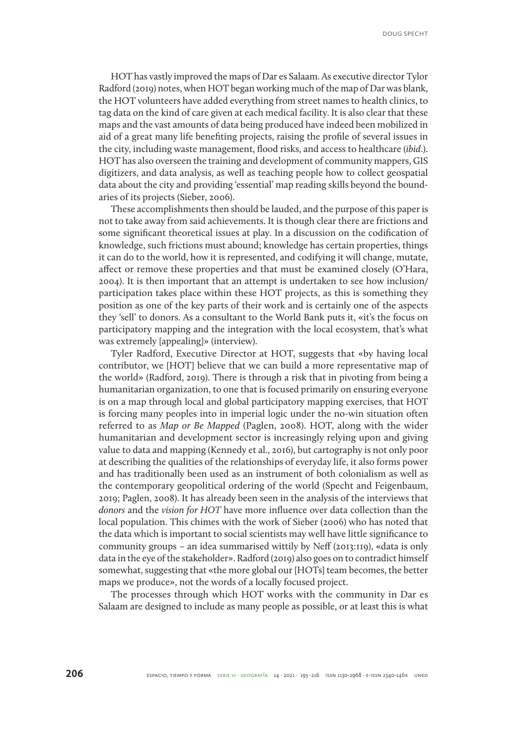HOT has vastly improved the maps of Dar es Salaam. As executive director Tylor Radford (2019) notes, when HOT began working much of the map of Dar was blank, the HOT volunteers have added everything from street names to health clinics, to tag data on the kind of care given at each medical facility. It is also clear that these maps and the vast amounts of data being produced have indeed been mobilized in aid of a great many life benefiting projects, raising the profile of several issues in the city, including waste management, flood risks, and access to healthcare (*ibid*.). HOT has also overseen the training and development of community mappers, GIS digitizers, and data analysis, as well as teaching people how to collect geospatial data about the city and providing 'essential' map reading skills beyond the boundaries of its projects (Sieber, 2006).

These accomplishments then should be lauded, and the purpose of this paper is not to take away from said achievements. It is though clear there are frictions and some significant theoretical issues at play. In a discussion on the codification of knowledge, such frictions must abound; knowledge has certain properties, things it can do to the world, how it is represented, and codifying it will change, mutate, affect or remove these properties and that must be examined closely (O'Hara, 2004). It is then important that an attempt is undertaken to see how inclusion/participation takes place within these HOT projects, as this is something they position as one of the key parts of their work and is certainly one of the aspects they 'sell' to donors. As a consultant to the World Bank puts it, «it's the focus on participatory mapping and the integration with the local ecosystem, that's what was extremely [appealing]» (interview).

Tyler Radford, Executive Director at HOT, suggests that «by having local contributor, we [HOT] believe that we can build a more representative map of the world» (Radford, 2019). There is through a risk that in pivoting from being a humanitarian organization, to one that is focused primarily on ensuring everyone is on a map through local and global participatory mapping exercises, that HOT is forcing many peoples into in imperial logic under the no-win situation often referred to as *Map or Be Mapped* (Paglen, 2008). HOT, along with the wider humanitarian and development sector is increasingly relying upon and giving value to data and mapping (Kennedy et al., 2016), but cartography is not only poor at describing the qualities of the relationships of everyday life, it also forms power and has traditionally been used as an instrument of both colonialism as well as the contemporary geopolitical ordering of the world (Specht and Feigenbaum, 2019; Paglen, 2008). It has already been seen in the analysis of the interviews that *donors* and the *vision for HOT* have more influence over data collection than the local population. This chimes with the work of Sieber (2006) who has noted that the data which is important to social scientists may well have little significance to community groups – an idea summarised wittily by Neff (2013:119), «data is only data in the eye of the stakeholder». Radford (2019) also goes on to contradict himself somewhat, suggesting that «the more global our [HOTs] team becomes, the better maps we produce», not the words of a locally focused project.

The processes through which HOT works with the community in Dar es Salaam are designed to include as many people as possible, or at least this is what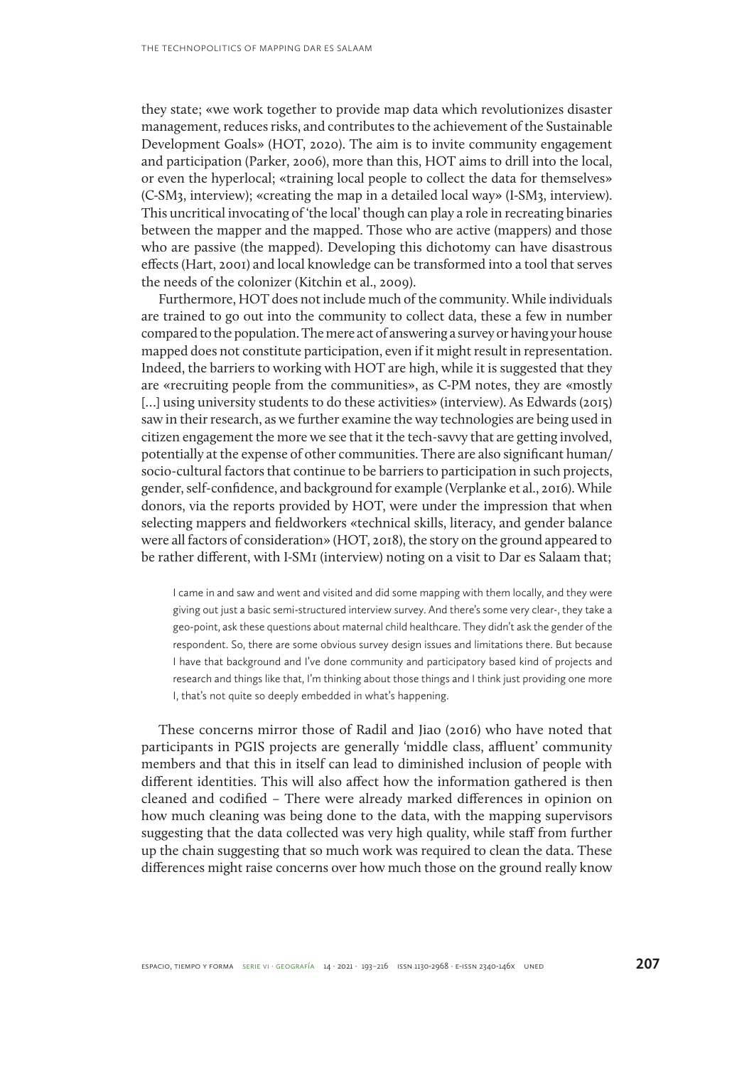they state; «we work together to provide map data which revolutionizes disaster management, reduces risks, and contributes to the achievement of the Sustainable Development Goals» (HOT, 2020). The aim is to invite community engagement and participation (Parker, 2006), more than this, HOT aims to drill into the local, or even the hyperlocal; «training local people to collect the data for themselves» (C-SM3, interview); «creating the map in a detailed local way» (I-SM3, interview). This uncritical invocating of 'the local' though can play a role in recreating binaries between the mapper and the mapped. Those who are active (mappers) and those who are passive (the mapped). Developing this dichotomy can have disastrous effects (Hart, 2001) and local knowledge can be transformed into a tool that serves the needs of the colonizer (Kitchin et al., 2009).

Furthermore, HOT does not include much of the community. While individuals are trained to go out into the community to collect data, these a few in number compared to the population. The mere act of answering a survey or having your house mapped does not constitute participation, even if it might result in representation. Indeed, the barriers to working with HOT are high, while it is suggested that they are «recruiting people from the communities», as C-PM notes, they are «mostly [...] using university students to do these activities» (interview). As Edwards (2015) saw in their research, as we further examine the way technologies are being used in citizen engagement the more we see that it the tech-savvy that are getting involved, potentially at the expense of other communities. There are also significant human/socio-cultural factors that continue to be barriers to participation in such projects, gender, self-confidence, and background for example (Verplanke et al., 2016). While donors, via the reports provided by HOT, were under the impression that when selecting mappers and fieldworkers «technical skills, literacy, and gender balance were all factors of consideration» (HOT, 2018), the story on the ground appeared to be rather different, with I-SM1 (interview) noting on a visit to Dar es Salaam that;

> I came in and saw and went and visited and did some mapping with them locally, and they were giving out just a basic semi-structured interview survey. And there's some very clear-, they take a geo-point, ask these questions about maternal child healthcare. They didn't ask the gender of the respondent. So, there are some obvious survey design issues and limitations there. But because I have that background and I've done community and participatory based kind of projects and research and things like that, I'm thinking about those things and I think just providing one more I, that's not quite so deeply embedded in what's happening.

These concerns mirror those of Radil and Jiao (2016) who have noted that participants in PGIS projects are generally 'middle class, affluent' community members and that this in itself can lead to diminished inclusion of people with different identities. This will also affect how the information gathered is then cleaned and codified – There were already marked differences in opinion on how much cleaning was being done to the data, with the mapping supervisors suggesting that the data collected was very high quality, while staff from further up the chain suggesting that so much work was required to clean the data. These differences might raise concerns over how much those on the ground really know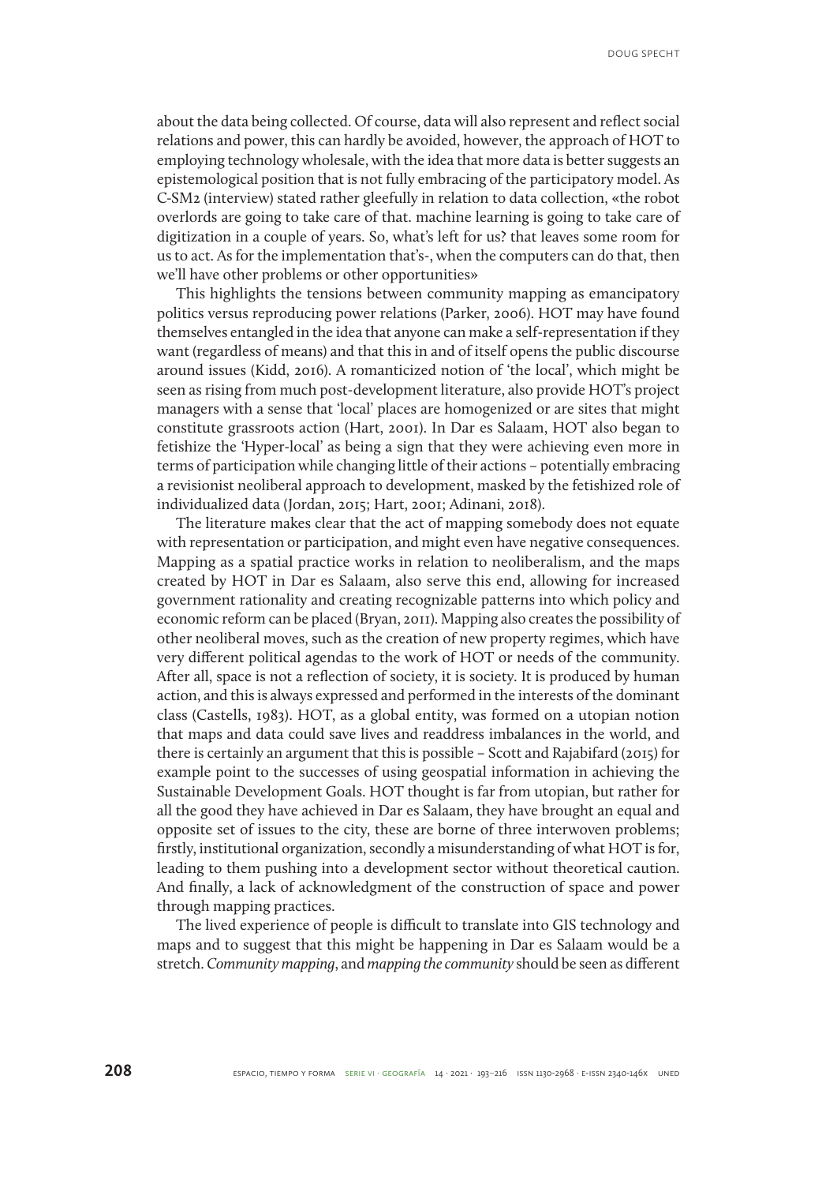about the data being collected. Of course, data will also represent and reflect social relations and power, this can hardly be avoided, however, the approach of HOT to employing technology wholesale, with the idea that more data is better suggests an epistemological position that is not fully embracing of the participatory model. As C-SM2 (interview) stated rather gleefully in relation to data collection, «the robot overlords are going to take care of that. machine learning is going to take care of digitization in a couple of years. So, what's left for us? that leaves some room for us to act. As for the implementation that's-, when the computers can do that, then we'll have other problems or other opportunities»

This highlights the tensions between community mapping as emancipatory politics versus reproducing power relations (Parker, 2006). HOT may have found themselves entangled in the idea that anyone can make a self-representation if they want (regardless of means) and that this in and of itself opens the public discourse around issues (Kidd, 2016). A romanticized notion of 'the local', which might be seen as rising from much post-development literature, also provide HOT's project managers with a sense that 'local' places are homogenized or are sites that might constitute grassroots action (Hart, 2001). In Dar es Salaam, HOT also began to fetishize the 'Hyper-local' as being a sign that they were achieving even more in terms of participation while changing little of their actions – potentially embracing a revisionist neoliberal approach to development, masked by the fetishized role of individualized data (Jordan, 2015; Hart, 2001; Adinani, 2018).

The literature makes clear that the act of mapping somebody does not equate with representation or participation, and might even have negative consequences. Mapping as a spatial practice works in relation to neoliberalism, and the maps created by HOT in Dar es Salaam, also serve this end, allowing for increased government rationality and creating recognizable patterns into which policy and economic reform can be placed (Bryan, 2011). Mapping also creates the possibility of other neoliberal moves, such as the creation of new property regimes, which have very different political agendas to the work of HOT or needs of the community. After all, space is not a reflection of society, it is society. It is produced by human action, and this is always expressed and performed in the interests of the dominant class (Castells, 1983). HOT, as a global entity, was formed on a utopian notion that maps and data could save lives and readdress imbalances in the world, and there is certainly an argument that this is possible – Scott and Rajabifard (2015) for example point to the successes of using geospatial information in achieving the Sustainable Development Goals. HOT thought is far from utopian, but rather for all the good they have achieved in Dar es Salaam, they have brought an equal and opposite set of issues to the city, these are borne of three interwoven problems; firstly, institutional organization, secondly a misunderstanding of what HOT is for, leading to them pushing into a development sector without theoretical caution. And finally, a lack of acknowledgment of the construction of space and power through mapping practices.

The lived experience of people is difficult to translate into GIS technology and maps and to suggest that this might be happening in Dar es Salaam would be a stretch. *Community mapping*, and *mapping the community* should be seen as different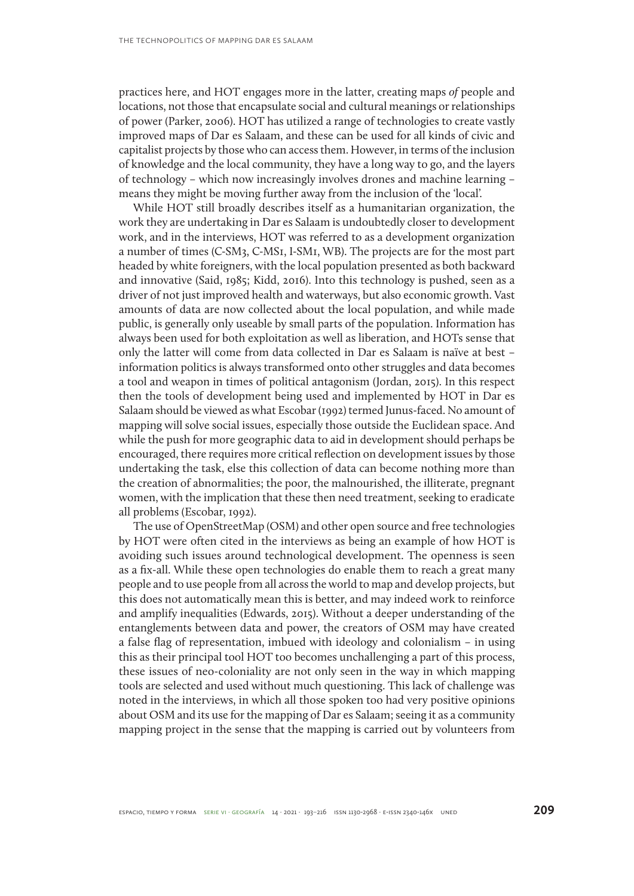practices here, and HOT engages more in the latter, creating maps *of* people and locations, not those that encapsulate social and cultural meanings or relationships of power (Parker, 2006). HOT has utilized a range of technologies to create vastly improved maps of Dar es Salaam, and these can be used for all kinds of civic and capitalist projects by those who can access them. However, in terms of the inclusion of knowledge and the local community, they have a long way to go, and the layers of technology – which now increasingly involves drones and machine learning – means they might be moving further away from the inclusion of the 'local'.

While HOT still broadly describes itself as a humanitarian organization, the work they are undertaking in Dar es Salaam is undoubtedly closer to development work, and in the interviews, HOT was referred to as a development organization a number of times (C-SM3, C-MS1, I-SM1, WB). The projects are for the most part headed by white foreigners, with the local population presented as both backward and innovative (Said, 1985; Kidd, 2016). Into this technology is pushed, seen as a driver of not just improved health and waterways, but also economic growth. Vast amounts of data are now collected about the local population, and while made public, is generally only useable by small parts of the population. Information has always been used for both exploitation as well as liberation, and HOTs sense that only the latter will come from data collected in Dar es Salaam is naïve at best – information politics is always transformed onto other struggles and data becomes a tool and weapon in times of political antagonism (Jordan, 2015). In this respect then the tools of development being used and implemented by HOT in Dar es Salaam should be viewed as what Escobar (1992) termed Junus-faced. No amount of mapping will solve social issues, especially those outside the Euclidean space. And while the push for more geographic data to aid in development should perhaps be encouraged, there requires more critical reflection on development issues by those undertaking the task, else this collection of data can become nothing more than the creation of abnormalities; the poor, the malnourished, the illiterate, pregnant women, with the implication that these then need treatment, seeking to eradicate all problems (Escobar, 1992).

The use of OpenStreetMap (OSM) and other open source and free technologies by HOT were often cited in the interviews as being an example of how HOT is avoiding such issues around technological development. The openness is seen as a fix-all. While these open technologies do enable them to reach a great many people and to use people from all across the world to map and develop projects, but this does not automatically mean this is better, and may indeed work to reinforce and amplify inequalities (Edwards, 2015). Without a deeper understanding of the entanglements between data and power, the creators of OSM may have created a false flag of representation, imbued with ideology and colonialism – in using this as their principal tool HOT too becomes unchallenging a part of this process, these issues of neo-coloniality are not only seen in the way in which mapping tools are selected and used without much questioning. This lack of challenge was noted in the interviews, in which all those spoken too had very positive opinions about OSM and its use for the mapping of Dar es Salaam; seeing it as a community mapping project in the sense that the mapping is carried out by volunteers from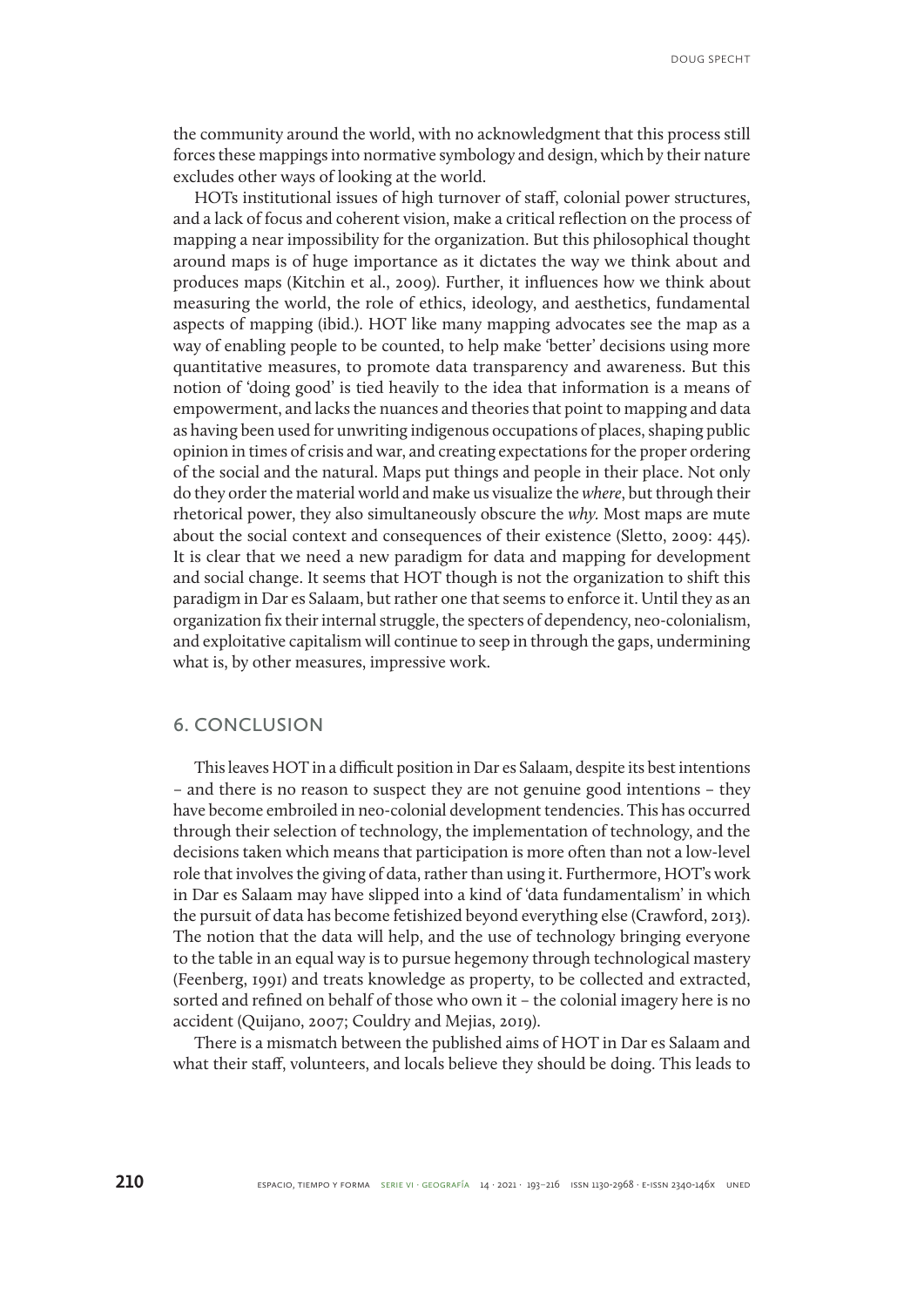the community around the world, with no acknowledgment that this process still forces these mappings into normative symbology and design, which by their nature excludes other ways of looking at the world.

HOTs institutional issues of high turnover of staff, colonial power structures, and a lack of focus and coherent vision, make a critical reflection on the process of mapping a near impossibility for the organization. But this philosophical thought around maps is of huge importance as it dictates the way we think about and produces maps (Kitchin et al., 2009). Further, it influences how we think about measuring the world, the role of ethics, ideology, and aesthetics, fundamental aspects of mapping (ibid.). HOT like many mapping advocates see the map as a way of enabling people to be counted, to help make 'better' decisions using more quantitative measures, to promote data transparency and awareness. But this notion of 'doing good' is tied heavily to the idea that information is a means of empowerment, and lacks the nuances and theories that point to mapping and data as having been used for unwriting indigenous occupations of places, shaping public opinion in times of crisis and war, and creating expectations for the proper ordering of the social and the natural. Maps put things and people in their place. Not only do they order the material world and make us visualize the *where*, but through their rhetorical power, they also simultaneously obscure the *why.* Most maps are mute about the social context and consequences of their existence (Sletto, 2009: 445). It is clear that we need a new paradigm for data and mapping for development and social change. It seems that HOT though is not the organization to shift this paradigm in Dar es Salaam, but rather one that seems to enforce it. Until they as an organization fix their internal struggle, the specters of dependency, neo-colonialism, and exploitative capitalism will continue to seep in through the gaps, undermining what is, by other measures, impressive work.

## 6. CONCLUSION

This leaves HOT in a difficult position in Dar es Salaam, despite its best intentions – and there is no reason to suspect they are not genuine good intentions – they have become embroiled in neo-colonial development tendencies. This has occurred through their selection of technology, the implementation of technology, and the decisions taken which means that participation is more often than not a low-level role that involves the giving of data, rather than using it. Furthermore, HOT's work in Dar es Salaam may have slipped into a kind of 'data fundamentalism' in which the pursuit of data has become fetishized beyond everything else (Crawford, 2013). The notion that the data will help, and the use of technology bringing everyone to the table in an equal way is to pursue hegemony through technological mastery (Feenberg, 1991) and treats knowledge as property, to be collected and extracted, sorted and refined on behalf of those who own it – the colonial imagery here is no accident (Quijano, 2007; Couldry and Mejias, 2019).

There is a mismatch between the published aims of HOT in Dar es Salaam and what their staff, volunteers, and locals believe they should be doing. This leads to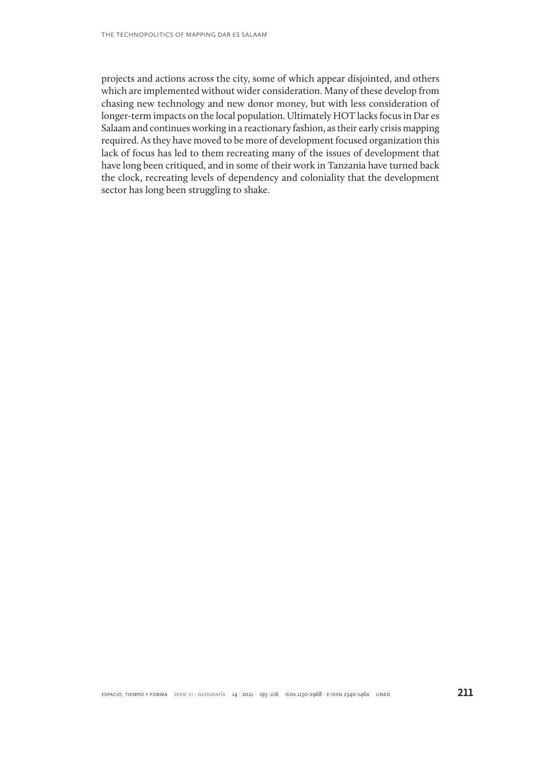projects and actions across the city, some of which appear disjointed, and others which are implemented without wider consideration. Many of these develop from chasing new technology and new donor money, but with less consideration of longer-term impacts on the local population. Ultimately HOT lacks focus in Dar es Salaam and continues working in a reactionary fashion, as their early crisis mapping required. As they have moved to be more of development focused organization this lack of focus has led to them recreating many of the issues of development that have long been critiqued, and in some of their work in Tanzania have turned back the clock, recreating levels of dependency and coloniality that the development sector has long been struggling to shake.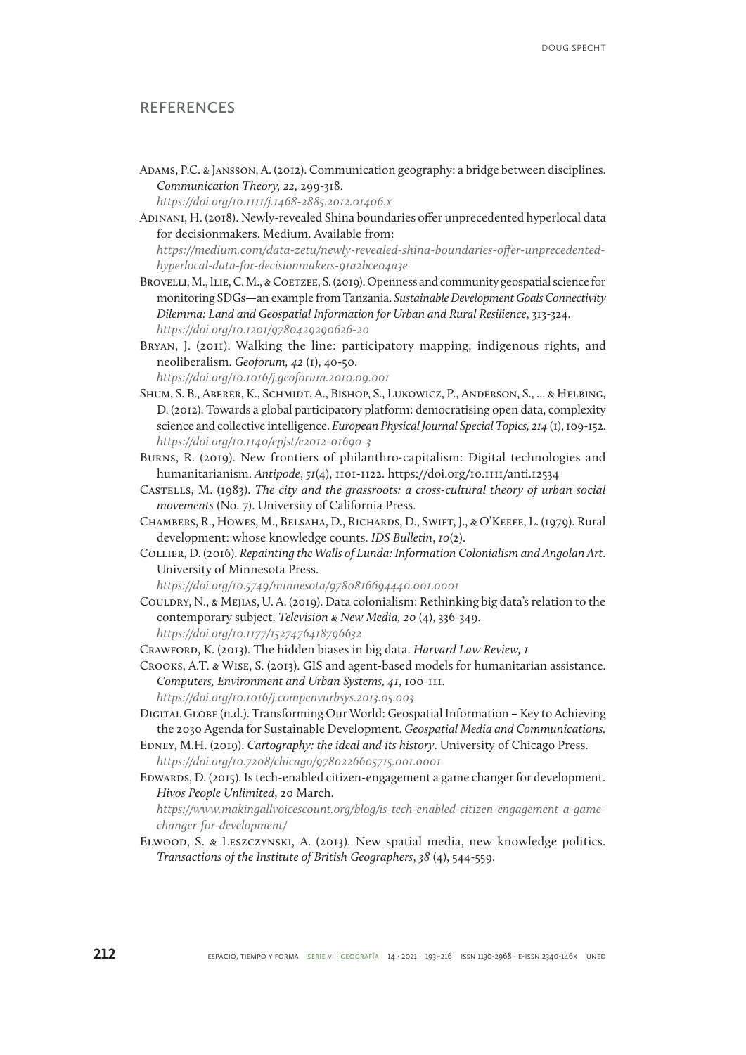## REFERENCES

Adams, P.C. & Jansson, A. (2012). Communication geography: a bridge between disciplines. *Communication Theory, 22,* 299-318.
*https://doi.org/10.1111/j.1468-2885.2012.01406.x*

Adinani, H. (2018). Newly-revealed Shina boundaries offer unprecedented hyperlocal data for decisionmakers. Medium. Available from:
*https://medium.com/data-zetu/newly-revealed-shina-boundaries-offer-unprecedented-hyperlocal-data-for-decisionmakers-91a2bce04a3e*

Brovelli, M., Ilie, C. M., & Coetzee, S. (2019). Openness and community geospatial science for monitoring SDGs—an example from Tanzania. *Sustainable Development Goals Connectivity Dilemma: Land and Geospatial Information for Urban and Rural Resilience*, 313-324.
*https://doi.org/10.1201/9780429290626-20*

Bryan, J. (2011). Walking the line: participatory mapping, indigenous rights, and neoliberalism. *Geoforum, 42* (1), 40-50.
*https://doi.org/10.1016/j.geoforum.2010.09.001*

Shum, S. B., Aberer, K., Schmidt, A., Bishop, S., Lukowicz, P., Anderson, S., ... & Helbing, D. (2012). Towards a global participatory platform: democratising open data, complexity science and collective intelligence. *European Physical Journal Special Topics, 214* (1), 109-152.
*https://doi.org/10.1140/epjst/e2012-01690-3*

Burns, R. (2019). New frontiers of philanthro-capitalism: Digital technologies and humanitarianism. *Antipode*, *51*(4), 1101-1122. https://doi.org/10.1111/anti.12534

Castells, M. (1983). *The city and the grassroots: a cross-cultural theory of urban social movements* (No. 7). University of California Press.

Chambers, R., Howes, M., Belsaha, D., Richards, D., Swift, J., & O'Keefe, L. (1979). Rural development: whose knowledge counts. *IDS Bulletin*, *10*(2).

Collier, D. (2016). *Repainting the Walls of Lunda: Information Colonialism and Angolan Art*. University of Minnesota Press.
*https://doi.org/10.5749/minnesota/9780816694440.001.0001*

Couldry, N., & Mejias, U. A. (2019). Data colonialism: Rethinking big data's relation to the contemporary subject. *Television & New Media, 20* (4), 336-349.
*https://doi.org/10.1177/1527476418796632*

Crawford, K. (2013). The hidden biases in big data. *Harvard Law Review, 1*

Crooks, A.T. & Wise, S. (2013). GIS and agent-based models for humanitarian assistance. *Computers, Environment and Urban Systems, 41*, 100-111.
*https://doi.org/10.1016/j.compenvurbsys.2013.05.003*

Digital Globe (n.d.). Transforming Our World: Geospatial Information – Key to Achieving the 2030 Agenda for Sustainable Development. *Geospatial Media and Communications.*

Edney, M.H. (2019). *Cartography: the ideal and its history*. University of Chicago Press.
*https://doi.org/10.7208/chicago/9780226605715.001.0001*

Edwards, D. (2015). Is tech-enabled citizen-engagement a game changer for development. *Hivos People Unlimited*, 20 March.
*https://www.makingallvoicescount.org/blog/is-tech-enabled-citizen-engagement-a-game-changer-for-development/*

Elwood, S. & Leszczynski, A. (2013). New spatial media, new knowledge politics. *Transactions of the Institute of British Geographers*, *38* (4), 544-559.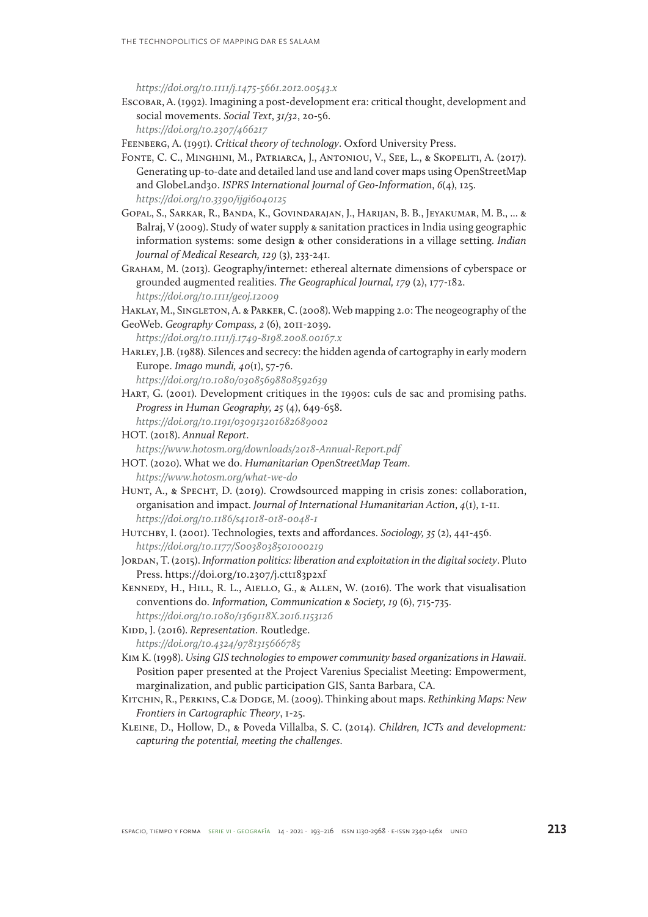*https://doi.org/10.1111/j.1475-5661.2012.00543.x*

Escobar, A. (1992). Imagining a post-development era: critical thought, development and social movements. *Social Text*, *31/32*, 20-56. *https://doi.org/10.2307/466217*

Feenberg, A. (1991). *Critical theory of technology*. Oxford University Press.

Fonte, C. C., Minghini, M., Patriarca, J., Antoniou, V., See, L., & Skopeliti, A. (2017). Generating up-to-date and detailed land use and land cover maps using OpenStreetMap and GlobeLand30. *ISPRS International Journal of Geo-Information*, *6*(4), 125. *https://doi.org/10.3390/ijgi6040125*

Gopal, S., Sarkar, R., Banda, K., Govindarajan, J., Harijan, B. B., Jeyakumar, M. B., ... & Balraj, V (2009). Study of water supply & sanitation practices in India using geographic information systems: some design & other considerations in a village setting. *Indian Journal of Medical Research, 129* (3), 233-241.

Graham, M. (2013). Geography/internet: ethereal alternate dimensions of cyberspace or grounded augmented realities. *The Geographical Journal, 179* (2), 177-182. *https://doi.org/10.1111/geoj.12009*

Haklay, M., Singleton, A. & Parker, C. (2008). Web mapping 2.0: The neogeography of the GeoWeb. *Geography Compass, 2* (6), 2011-2039. *https://doi.org/10.1111/j.1749-8198.2008.00167.x*

Harley, J.B. (1988). Silences and secrecy: the hidden agenda of cartography in early modern Europe. *Imago mundi, 40*(1), 57-76. *https://doi.org/10.1080/03085698808592639*

Hart, G. (2001). Development critiques in the 1990s: culs de sac and promising paths. *Progress in Human Geography, 25* (4), 649-658. *https://doi.org/10.1191/030913201682689002*

HOT. (2018). *Annual Report*. *https://www.hotosm.org/downloads/2018-Annual-Report.pdf*

HOT. (2020). What we do. *Humanitarian OpenStreetMap Team*. *https://www.hotosm.org/what-we-do*

Hunt, A., & Specht, D. (2019). Crowdsourced mapping in crisis zones: collaboration, organisation and impact. *Journal of International Humanitarian Action*, *4*(1), 1-11. *https://doi.org/10.1186/s41018-018-0048-1*

Hutchby, I. (2001). Technologies, texts and affordances. *Sociology, 35* (2), 441-456. *https://doi.org/10.1177/S0038038501000219*

Jordan, T. (2015). *Information politics: liberation and exploitation in the digital society*. Pluto Press. https://doi.org/10.2307/j.ctt183p2xf

Kennedy, H., Hill, R. L., Aiello, G., & Allen, W. (2016). The work that visualisation conventions do. *Information, Communication & Society, 19* (6), 715-735. *https://doi.org/10.1080/1369118X.2016.1153126*

Kidd, J. (2016). *Representation*. Routledge. *https://doi.org/10.4324/9781315666785*

Kim K. (1998). *Using GIS technologies to empower community based organizations in Hawaii*. Position paper presented at the Project Varenius Specialist Meeting: Empowerment, marginalization, and public participation GIS, Santa Barbara, CA.

Kitchin, R., Perkins, C.& Dodge, M. (2009). Thinking about maps. *Rethinking Maps: New Frontiers in Cartographic Theory*, 1-25.

Kleine, D., Hollow, D., & Poveda Villalba, S. C. (2014). *Children, ICTs and development: capturing the potential, meeting the challenges*.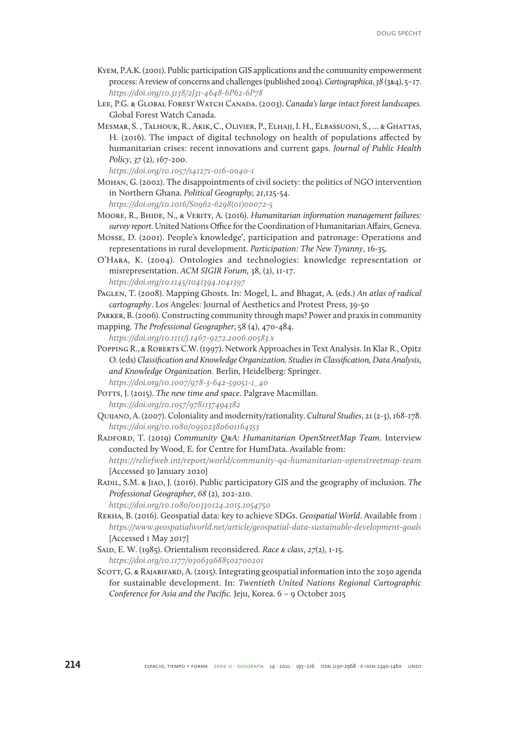Kyem, P.A.K. (2001). Public participation GIS applications and the community empowerment process: A review of concerns and challenges (published 2004). *Cartographica*, *38* (3&4), 5–17. *https://doi.org/10.3138/2J31-4648-6P62-6P78*

Lee, P.G. & Global Forest Watch Canada. (2003). *Canada's large intact forest landscapes.* Global Forest Watch Canada.

Mesmar, S. , Talhouk, R., Akik, C., Olivier, P., Elhajj, I. H., Elbassuoni, S., ... & Ghattas, H. (2016). The impact of digital technology on health of populations affected by humanitarian crises: recent innovations and current gaps. *Journal of Public Health Policy*, *37* (2), 167-200. *https://doi.org/10.1057/s41271-016-0040-1*

Mohan, G. (2002). The disappointments of civil society: the politics of NGO intervention in Northern Ghana. *Political Geography, 21*,125-54. *https://doi.org/10.1016/S0962-6298(01)00072-5*

Moore, R., Bhide, N., & Verity, A. (2016). *Humanitarian information management failures: survey report*. United Nations Office for the Coordination of Humanitarian Affairs, Geneva.

Mosse, D. (2001). People's knowledge', participation and patronage: Operations and representations in rural development. *Participation: The New Tyranny*, 16-35.

O'Hara, K. (2004). Ontologies and technologies: knowledge representation or misrepresentation. *ACM SIGIR Forum,* 38, (2), 11-17. *https://doi.org/10.1145/1041394.1041397*

Paglen, T. (2008). Mapping Ghosts. In: Mogel, L. and Bhagat, A. (eds.) *An atlas of radical cartography*. Los Angeles: Journal of Aesthetics and Protest Press, 39-50

Parker, B. (2006). Constructing community through maps? Power and praxis in community mapping. *The Professional Geographer*, 58 (4), 470-484. *https://doi.org/10.1111/j.1467-9272.2006.00583.x*

Popping R., & Roberts C.W. (1997). Network Approaches in Text Analysis. In Klar R., Opitz O. (eds) *Classification and Knowledge Organization. Studies in Classification, Data Analysis, and Knowledge Organization*. Berlin, Heidelberg: Springer. *https://doi.org/10.1007/978-3-642-59051-1_40*

Potts, J. (2015). *The new time and space*. Palgrave Macmillan. *https://doi.org/10.1057/9781137494382*

Quijano, A. (2007). Coloniality and modernity/rationality. *Cultural Studies*, 21 (2-3), 168-178. *https://doi.org/10.1080/09502380601164353*

Radford, T. (2019) *Community Q&A: Humanitarian OpenStreetMap Team*. Interview conducted by Wood, E. for Centre for HumData. Available from: *https://reliefweb.int/report/world/community-qa-humanitarian-openstreetmap-team* [Accessed 30 January 2020]

Radil, S.M. & Jiao, J. (2016). Public participatory GIS and the geography of inclusion. *The Professional Geographer*, *68* (2), 202-210. *https://doi.org/10.1080/00330124.2015.1054750*

Rekha, B. (2016). Geospatial data: key to achieve SDGs. *Geospatial World*. Available from : *https://www.geospatialworld.net/article/geospatial-data-sustainable-development-goals* [Accessed 1 May 2017]

Said, E. W. (1985). Orientalism reconsidered. *Race & class*, *27*(2), 1-15. *https://doi.org/10.1177/030639688502700201*

Scott, G. & Rajabifard, A. (2015). Integrating geospatial information into the 2030 agenda for sustainable development. In: *Twentieth United Nations Regional Cartographic Conference for Asia and the Pacific.* Jeju, Korea. 6 – 9 October 2015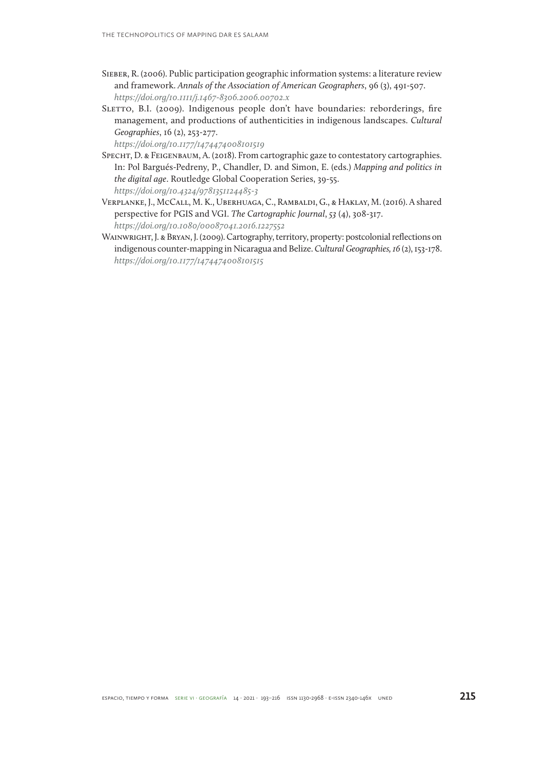Sieber, R. (2006). Public participation geographic information systems: a literature review and framework. *Annals of the Association of American Geographers*, 96 (3), 491-507. *https://doi.org/10.1111/j.1467-8306.2006.00702.x*

Sletto, B.I. (2009). Indigenous people don't have boundaries: reborderings, fire management, and productions of authenticities in indigenous landscapes. *Cultural Geographies*, 16 (2), 253-277. *https://doi.org/10.1177/1474474008101519*

Specht, D. & Feigenbaum, A. (2018). From cartographic gaze to contestatory cartographies. In: Pol Bargués-Pedreny, P., Chandler, D. and Simon, E. (eds.) *Mapping and politics in the digital age*. Routledge Global Cooperation Series, 39-55. *https://doi.org/10.4324/9781351124485-3*

Verplanke, J., McCall, M. K., Uberhuaga, C., Rambaldi, G., & Haklay, M. (2016). A shared perspective for PGIS and VGI. *The Cartographic Journal*, *53* (4), 308-317. *https://doi.org/10.1080/00087041.2016.1227552*

Wainwright, J. & Bryan, J. (2009). Cartography, territory, property: postcolonial reflections on indigenous counter-mapping in Nicaragua and Belize. *Cultural Geographies, 16* (2), 153-178. *https://doi.org/10.1177/1474474008101515*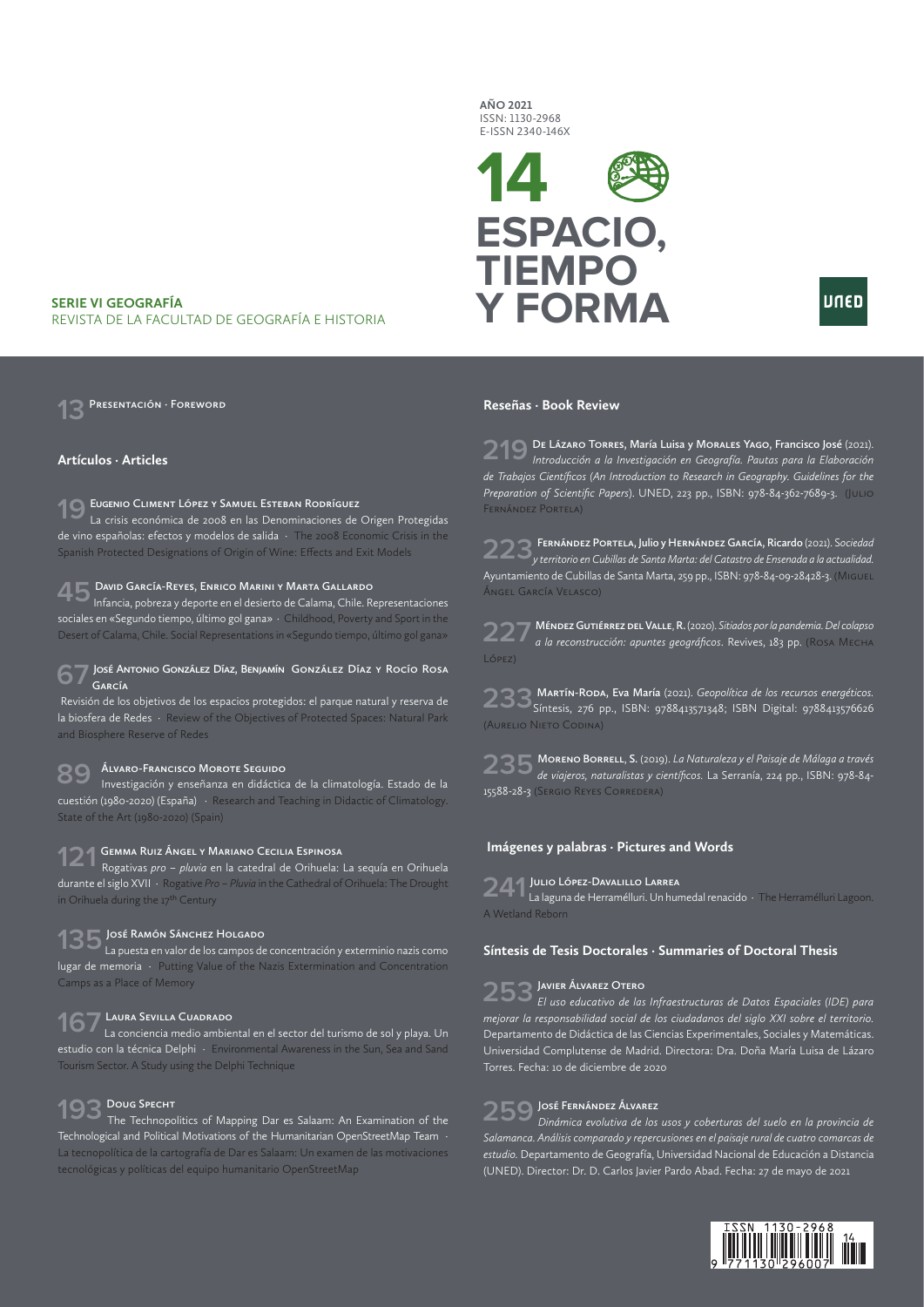**AÑO 2021**
ISSN: 1130-2968
E-ISSN 2340-146X

# 14 ESPACIO, TIEMPO Y FORMA

**SERIE VI GEOGRAFÍA**
REVISTA DE LA FACULTAD DE GEOGRAFÍA E HISTORIA

UNED

**13** Presentación · Foreword

## Artículos · Articles

**19** **Eugenio Climent López y Samuel Esteban Rodríguez**
La crisis económica de 2008 en las Denominaciones de Origen Protegidas de vino españolas: efectos y modelos de salida · The 2008 Economic Crisis in the Spanish Protected Designations of Origin of Wine: Effects and Exit Models

**45** **David García-Reyes, Enrico Marini y Marta Gallardo**
Infancia, pobreza y deporte en el desierto de Calama, Chile. Representaciones sociales en «Segundo tiempo, último gol gana» · Childhood, Poverty and Sport in the Desert of Calama, Chile. Social Representations in «Segundo tiempo, último gol gana»

**67** **José Antonio González Díaz, Benjamín González Díaz y Rocío Rosa García**
Revisión de los objetivos de los espacios protegidos: el parque natural y reserva de la biosfera de Redes · Review of the Objectives of Protected Spaces: Natural Park and Biosphere Reserve of Redes

**89** **Álvaro-Francisco Morote Seguido**
Investigación y enseñanza en didáctica de la climatología. Estado de la cuestión (1980-2020) (España) · Research and Teaching in Didactic of Climatology. State of the Art (1980-2020) (Spain)

**121** **Gemma Ruiz Ángel y Mariano Cecilia Espinosa**
Rogativas *pro – pluvia* en la catedral de Orihuela: La sequía en Orihuela durante el siglo XVII · Rogative *Pro – Pluvia* in the Cathedral of Orihuela: The Drought in Orihuela during the 17th Century

**135** **José Ramón Sánchez Holgado**
La puesta en valor de los campos de concentración y exterminio nazis como lugar de memoria · Putting Value of the Nazis Extermination and Concentration Camps as a Place of Memory

**167** **Laura Sevilla Cuadrado**
La conciencia medio ambiental en el sector del turismo de sol y playa. Un estudio con la técnica Delphi · Environmental Awareness in the Sun, Sea and Sand Tourism Sector. A Study using the Delphi Technique

**193** **Doug Specht**
The Technopolitics of Mapping Dar es Salaam: An Examination of the Technological and Political Motivations of the Humanitarian OpenStreetMap Team · La tecnopolítica de la cartografía de Dar es Salaam: Un examen de las motivaciones tecnológicas y políticas del equipo humanitario OpenStreetMap

## Reseñas · Book Review

**219** **De Lázaro Torres, María Luisa y Morales Yago, Francisco José** (2021). *Introducción a la Investigación en Geografía. Pautas para la Elaboración de Trabajos Científicos (An Introduction to Research in Geography. Guidelines for the Preparation of Scientific Papers)*. UNED, 223 pp., ISBN: 978-84-362-7689-3. (Julio Fernández Portela)

**223** **Fernández Portela, Julio y Hernández García, Ricardo** (2021). *Sociedad y territorio en Cubillas de Santa Marta: del Catastro de Ensenada a la actualidad.* Ayuntamiento de Cubillas de Santa Marta, 259 pp., ISBN: 978-84-09-28428-3. (Miguel Ángel García Velasco)

**227** **Méndez Gutiérrez del Valle, R.** (2020). *Sitiados por la pandemia. Del colapso a la reconstrucción: apuntes geográficos*. Revives, 183 pp. (Rosa Mecha López)

**233** **Martín-Roda, Eva María** (2021). *Geopolítica de los recursos energéticos.* Síntesis, 276 pp., ISBN: 9788413571348; ISBN Digital: 9788413576626 (Aurelio Nieto Codina)

**235** **Moreno Borrell, S.** (2019). *La Naturaleza y el Paisaje de Málaga a través de viajeros, naturalistas y científicos.* La Serranía, 224 pp., ISBN: 978-84-15588-28-3 (Sergio Reyes Corredera)

## Imágenes y palabras · Pictures and Words

**241** **Julio López-Davalillo Larrea**
La laguna de Herramélluri. Un humedal renacido · The Herramélluri Lagoon. A Wetland Reborn

## Síntesis de Tesis Doctorales · Summaries of Doctoral Thesis

**253** **Javier Álvarez Otero**
*El uso educativo de las Infraestructuras de Datos Espaciales (IDE) para mejorar la responsabilidad social de los ciudadanos del siglo XXI sobre el territorio.* Departamento de Didáctica de las Ciencias Experimentales, Sociales y Matemáticas. Universidad Complutense de Madrid. Directora: Dra. Doña María Luisa de Lázaro Torres. Fecha: 10 de diciembre de 2020

**259** **José Fernández Álvarez**
*Dinámica evolutiva de los usos y coberturas del suelo en la provincia de Salamanca. Análisis comparado y repercusiones en el paisaje rural de cuatro comarcas de estudio.* Departamento de Geografía, Universidad Nacional de Educación a Distancia (UNED). Director: Dr. D. Carlos Javier Pardo Abad. Fecha: 27 de mayo de 2021

ISSN 1130-2968
9 771130 296007 14